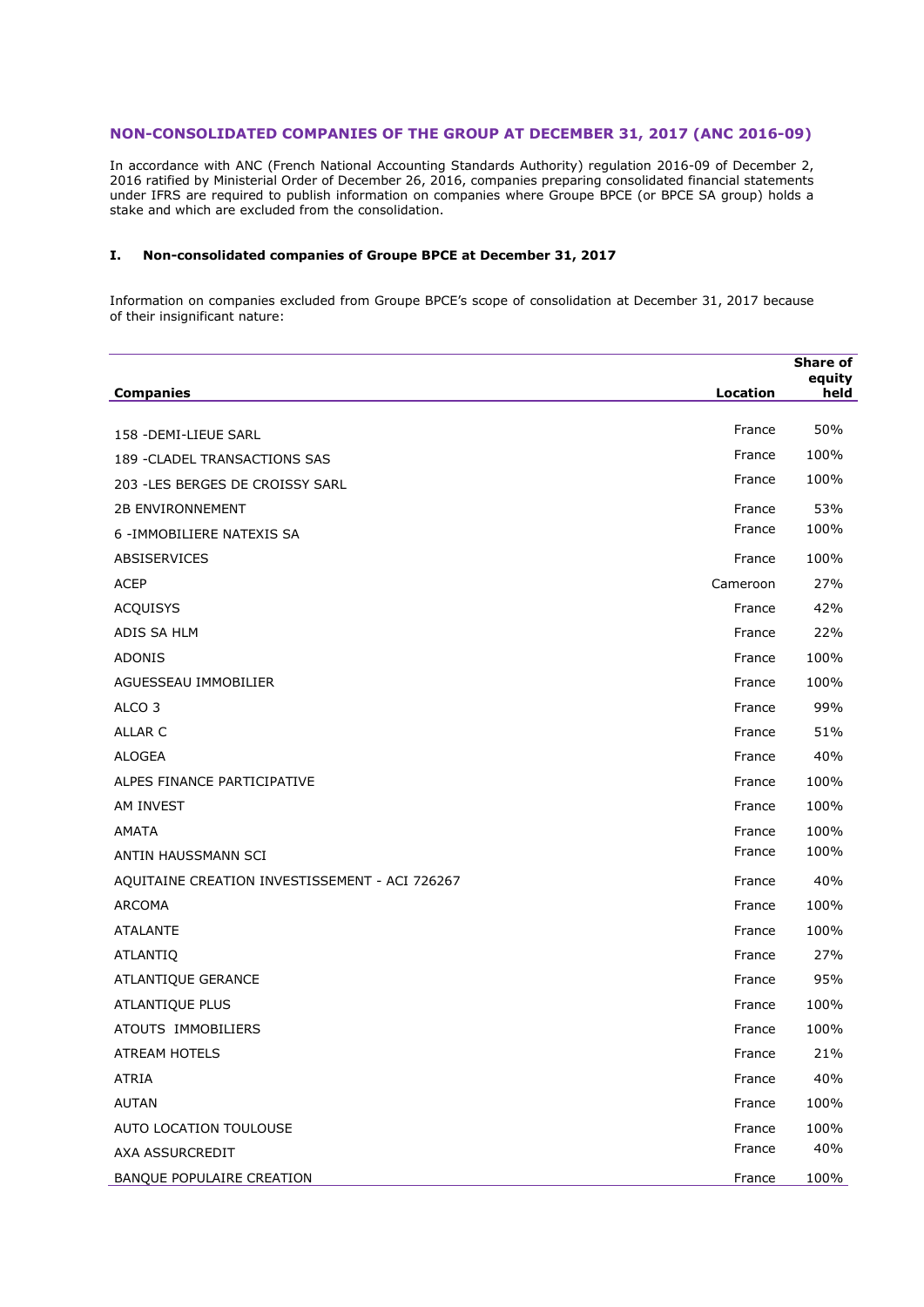## NON-CONSOLIDATED COMPANIES OF THE GROUP AT DECEMBER 31, 2017 (ANC 2016-09)

In accordance with ANC (French National Accounting Standards Authority) regulation 2016-09 of December 2, 2016 ratified by Ministerial Order of December 26, 2016, companies preparing consolidated financial statements under IFRS are required to publish information on companies where Groupe BPCE (or BPCE SA group) holds a stake and which are excluded from the consolidation.

### I. Non-consolidated companies of Groupe BPCE at December 31, 2017

Information on companies excluded from Groupe BPCE's scope of consolidation at December 31, 2017 because of their insignificant nature:

| Companies | Location | Share of equity held |
|---|---|---|
| 158 -DEMI-LIEUE SARL | France | 50% |
| 189 -CLADEL TRANSACTIONS SAS | France | 100% |
| 203 -LES BERGES DE CROISSY SARL | France | 100% |
| 2B ENVIRONNEMENT | France | 53% |
| 6 -IMMOBILIERE NATEXIS SA | France | 100% |
| ABSISERVICES | France | 100% |
| ACEP | Cameroon | 27% |
| ACQUISYS | France | 42% |
| ADIS SA HLM | France | 22% |
| ADONIS | France | 100% |
| AGUESSEAU IMMOBILIER | France | 100% |
| ALCO 3 | France | 99% |
| ALLAR C | France | 51% |
| ALOGEA | France | 40% |
| ALPES FINANCE PARTICIPATIVE | France | 100% |
| AM INVEST | France | 100% |
| AMATA | France | 100% |
| ANTIN HAUSSMANN SCI | France | 100% |
| AQUITAINE CREATION INVESTISSEMENT - ACI 726267 | France | 40% |
| ARCOMA | France | 100% |
| ATALANTE | France | 100% |
| ATLANTIQ | France | 27% |
| ATLANTIQUE GERANCE | France | 95% |
| ATLANTIQUE PLUS | France | 100% |
| ATOUTS IMMOBILIERS | France | 100% |
| ATREAM HOTELS | France | 21% |
| ATRIA | France | 40% |
| AUTAN | France | 100% |
| AUTO LOCATION TOULOUSE | France | 100% |
| AXA ASSURCREDIT | France | 40% |
| BANQUE POPULAIRE CREATION | France | 100% |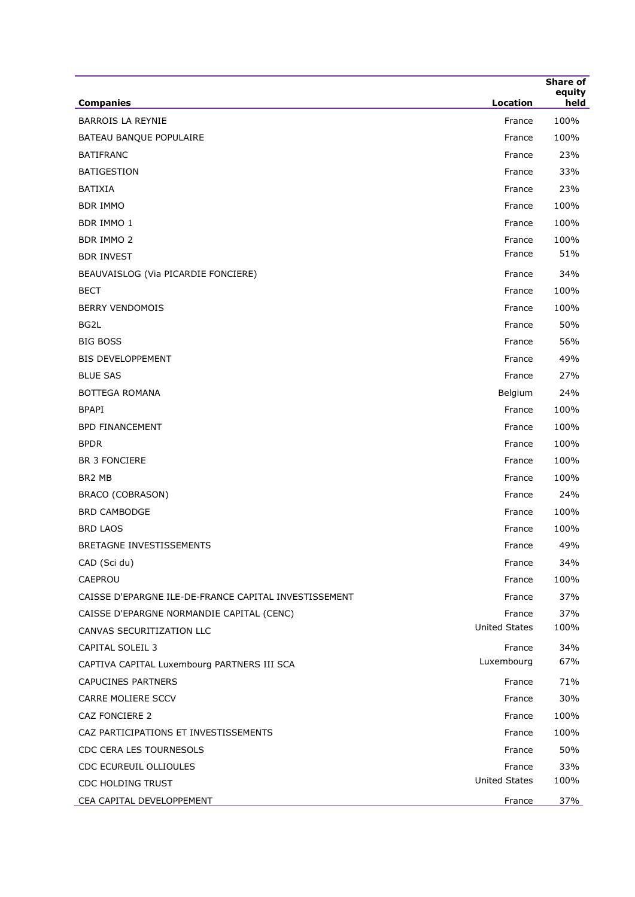| Companies | Location | Share of equity held |
|---|---|---|
| BARROIS LA REYNIE | France | 100% |
| BATEAU BANQUE POPULAIRE | France | 100% |
| BATIFRANC | France | 23% |
| BATIGESTION | France | 33% |
| BATIXIA | France | 23% |
| BDR IMMO | France | 100% |
| BDR IMMO 1 | France | 100% |
| BDR IMMO 2 | France | 100% |
| BDR INVEST | France | 51% |
| BEAUVAISLOG (Via PICARDIE FONCIERE) | France | 34% |
| BECT | France | 100% |
| BERRY VENDOMOIS | France | 100% |
| BG2L | France | 50% |
| BIG BOSS | France | 56% |
| BIS DEVELOPPEMENT | France | 49% |
| BLUE SAS | France | 27% |
| BOTTEGA ROMANA | Belgium | 24% |
| BPAPI | France | 100% |
| BPD FINANCEMENT | France | 100% |
| BPDR | France | 100% |
| BR 3 FONCIERE | France | 100% |
| BR2 MB | France | 100% |
| BRACO (COBRASON) | France | 24% |
| BRD CAMBODGE | France | 100% |
| BRD LAOS | France | 100% |
| BRETAGNE INVESTISSEMENTS | France | 49% |
| CAD (Sci du) | France | 34% |
| CAEPROU | France | 100% |
| CAISSE D'EPARGNE ILE-DE-FRANCE CAPITAL INVESTISSEMENT | France | 37% |
| CAISSE D'EPARGNE NORMANDIE CAPITAL (CENC) | France | 37% |
| CANVAS SECURITIZATION LLC | United States | 100% |
| CAPITAL SOLEIL 3 | France | 34% |
| CAPTIVA CAPITAL Luxembourg PARTNERS III SCA | Luxembourg | 67% |
| CAPUCINES PARTNERS | France | 71% |
| CARRE MOLIERE SCCV | France | 30% |
| CAZ FONCIERE 2 | France | 100% |
| CAZ PARTICIPATIONS ET INVESTISSEMENTS | France | 100% |
| CDC CERA LES TOURNESOLS | France | 50% |
| CDC ECUREUIL OLLIOULES | France | 33% |
| CDC HOLDING TRUST | United States | 100% |
| CEA CAPITAL DEVELOPPEMENT | France | 37% |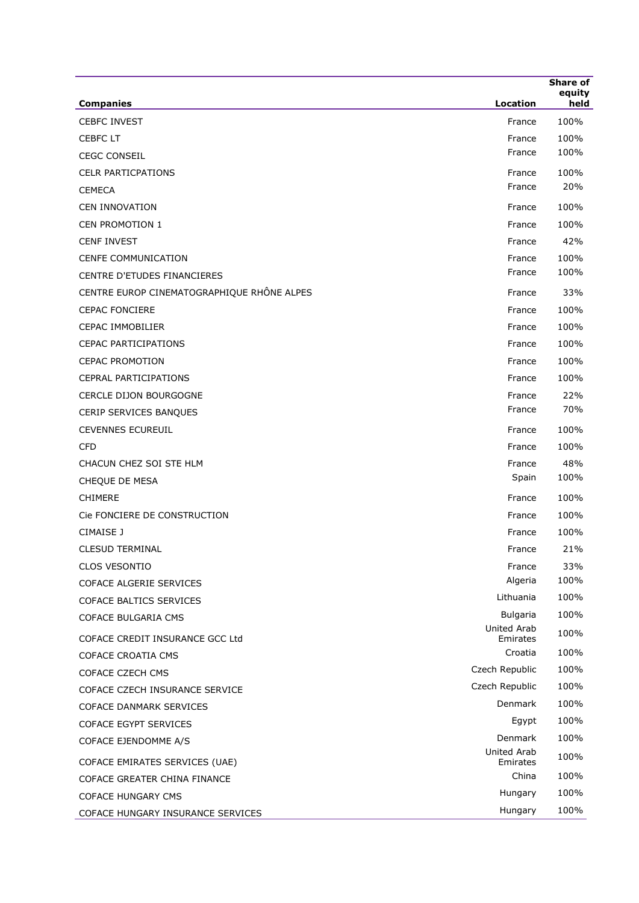| Companies | Location | Share of equity held |
|---|---|---|
| CEBFC INVEST | France | 100% |
| CEBFC LT | France | 100% |
| CEGC CONSEIL | France | 100% |
| CELR PARTICPATIONS | France | 100% |
| CEMECA | France | 20% |
| CEN INNOVATION | France | 100% |
| CEN PROMOTION 1 | France | 100% |
| CENF INVEST | France | 42% |
| CENFE COMMUNICATION | France | 100% |
| CENTRE D'ETUDES FINANCIERES | France | 100% |
| CENTRE EUROP CINEMATOGRAPHIQUE RHÔNE ALPES | France | 33% |
| CEPAC FONCIERE | France | 100% |
| CEPAC IMMOBILIER | France | 100% |
| CEPAC PARTICIPATIONS | France | 100% |
| CEPAC PROMOTION | France | 100% |
| CEPRAL PARTICIPATIONS | France | 100% |
| CERCLE DIJON BOURGOGNE | France | 22% |
| CERIP SERVICES BANQUES | France | 70% |
| CEVENNES ECUREUIL | France | 100% |
| CFD | France | 100% |
| CHACUN CHEZ SOI STE HLM | France | 48% |
| CHEQUE DE MESA | Spain | 100% |
| CHIMERE | France | 100% |
| Cie FONCIERE DE CONSTRUCTION | France | 100% |
| CIMAISE J | France | 100% |
| CLESUD TERMINAL | France | 21% |
| CLOS VESONTIO | France | 33% |
| COFACE ALGERIE SERVICES | Algeria | 100% |
| COFACE BALTICS SERVICES | Lithuania | 100% |
| COFACE BULGARIA CMS | Bulgaria | 100% |
| COFACE CREDIT INSURANCE GCC Ltd | United Arab Emirates | 100% |
| COFACE CROATIA CMS | Croatia | 100% |
| COFACE CZECH CMS | Czech Republic | 100% |
| COFACE CZECH INSURANCE SERVICE | Czech Republic | 100% |
| COFACE DANMARK SERVICES | Denmark | 100% |
| COFACE EGYPT SERVICES | Egypt | 100% |
| COFACE EJENDOMME A/S | Denmark | 100% |
| COFACE EMIRATES SERVICES (UAE) | United Arab Emirates | 100% |
| COFACE GREATER CHINA FINANCE | China | 100% |
| COFACE HUNGARY CMS | Hungary | 100% |
| COFACE HUNGARY INSURANCE SERVICES | Hungary | 100% |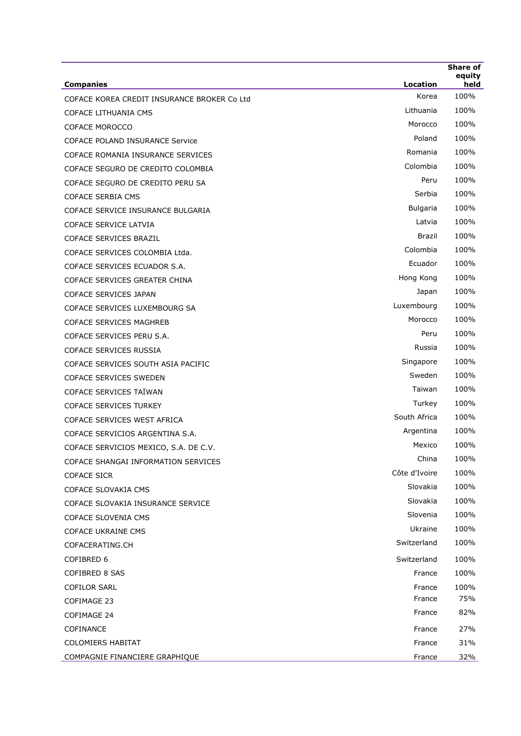| Companies | Location | Share of equity held |
| --- | --- | --- |
| COFACE KOREA CREDIT INSURANCE BROKER Co Ltd | Korea | 100% |
| COFACE LITHUANIA CMS | Lithuania | 100% |
| COFACE MOROCCO | Morocco | 100% |
| COFACE POLAND INSURANCE Service | Poland | 100% |
| COFACE ROMANIA INSURANCE SERVICES | Romania | 100% |
| COFACE SEGURO DE CREDITO COLOMBIA | Colombia | 100% |
| COFACE SEGURO DE CREDITO PERU SA | Peru | 100% |
| COFACE SERBIA CMS | Serbia | 100% |
| COFACE SERVICE INSURANCE BULGARIA | Bulgaria | 100% |
| COFACE SERVICE LATVIA | Latvia | 100% |
| COFACE SERVICES BRAZIL | Brazil | 100% |
| COFACE SERVICES COLOMBIA Ltda. | Colombia | 100% |
| COFACE SERVICES ECUADOR S.A. | Ecuador | 100% |
| COFACE SERVICES GREATER CHINA | Hong Kong | 100% |
| COFACE SERVICES JAPAN | Japan | 100% |
| COFACE SERVICES LUXEMBOURG SA | Luxembourg | 100% |
| COFACE SERVICES MAGHREB | Morocco | 100% |
| COFACE SERVICES PERU S.A. | Peru | 100% |
| COFACE SERVICES RUSSIA | Russia | 100% |
| COFACE SERVICES SOUTH ASIA PACIFIC | Singapore | 100% |
| COFACE SERVICES SWEDEN | Sweden | 100% |
| COFACE SERVICES TAÏWAN | Taiwan | 100% |
| COFACE SERVICES TURKEY | Turkey | 100% |
| COFACE SERVICES WEST AFRICA | South Africa | 100% |
| COFACE SERVICIOS ARGENTINA S.A. | Argentina | 100% |
| COFACE SERVICIOS MEXICO, S.A. DE C.V. | Mexico | 100% |
| COFACE SHANGAI INFORMATION SERVICES | China | 100% |
| COFACE SICR | Côte d'Ivoire | 100% |
| COFACE SLOVAKIA CMS | Slovakia | 100% |
| COFACE SLOVAKIA INSURANCE SERVICE | Slovakia | 100% |
| COFACE SLOVENIA CMS | Slovenia | 100% |
| COFACE UKRAINE CMS | Ukraine | 100% |
| COFACERATING.CH | Switzerland | 100% |
| COFIBRED 6 | Switzerland | 100% |
| COFIBRED 8 SAS | France | 100% |
| COFILOR SARL | France | 100% |
| COFIMAGE 23 | France | 75% |
| COFIMAGE 24 | France | 82% |
| COFINANCE | France | 27% |
| COLOMIERS HABITAT | France | 31% |
| COMPAGNIE FINANCIERE GRAPHIQUE | France | 32% |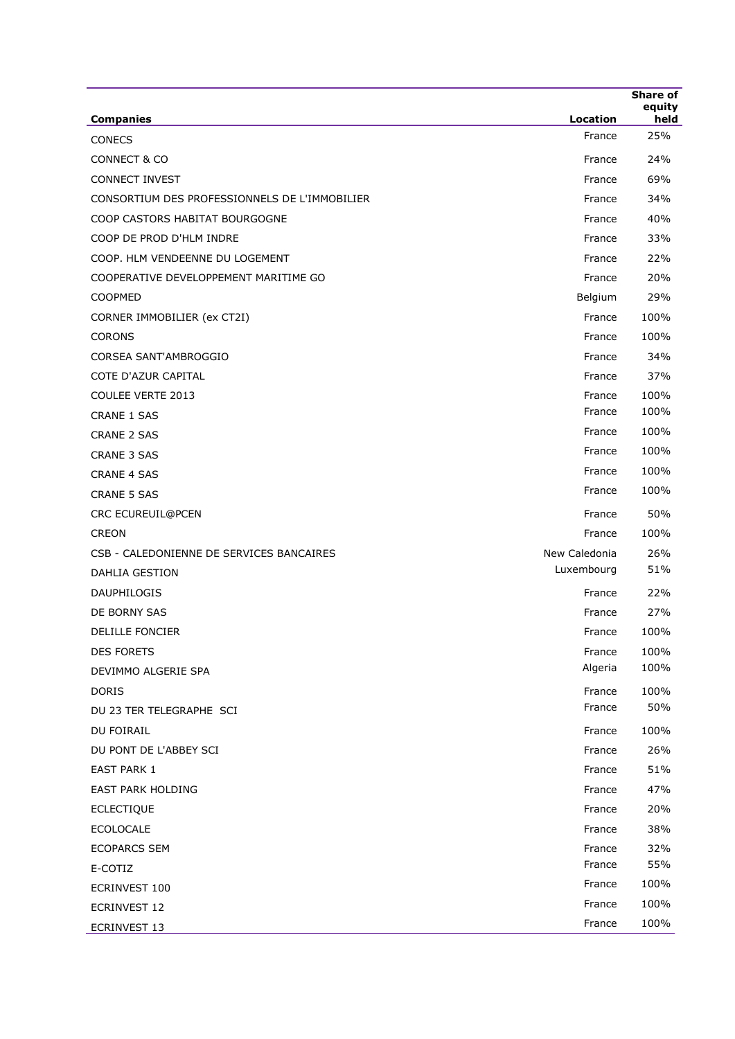| Companies | Location | Share of equity held |
|---|---|---|
| CONECS | France | 25% |
| CONNECT & CO | France | 24% |
| CONNECT INVEST | France | 69% |
| CONSORTIUM DES PROFESSIONNELS DE L'IMMOBILIER | France | 34% |
| COOP CASTORS HABITAT BOURGOGNE | France | 40% |
| COOP DE PROD D'HLM INDRE | France | 33% |
| COOP. HLM VENDEENNE DU LOGEMENT | France | 22% |
| COOPERATIVE DEVELOPPEMENT MARITIME GO | France | 20% |
| COOPMED | Belgium | 29% |
| CORNER IMMOBILIER (ex CT2I) | France | 100% |
| CORONS | France | 100% |
| CORSEA SANT'AMBROGGIO | France | 34% |
| COTE D'AZUR CAPITAL | France | 37% |
| COULEE VERTE 2013 | France | 100% |
| CRANE 1 SAS | France | 100% |
| CRANE 2 SAS | France | 100% |
| CRANE 3 SAS | France | 100% |
| CRANE 4 SAS | France | 100% |
| CRANE 5 SAS | France | 100% |
| CRC ECUREUIL@PCEN | France | 50% |
| CREON | France | 100% |
| CSB - CALEDONIENNE DE SERVICES BANCAIRES | New Caledonia | 26% |
| DAHLIA GESTION | Luxembourg | 51% |
| DAUPHILOGIS | France | 22% |
| DE BORNY SAS | France | 27% |
| DELILLE FONCIER | France | 100% |
| DES FORETS | France | 100% |
| DEVIMMO ALGERIE SPA | Algeria | 100% |
| DORIS | France | 100% |
| DU 23 TER TELEGRAPHE SCI | France | 50% |
| DU FOIRAIL | France | 100% |
| DU PONT DE L'ABBEY SCI | France | 26% |
| EAST PARK 1 | France | 51% |
| EAST PARK HOLDING | France | 47% |
| ECLECTIQUE | France | 20% |
| ECOLOCALE | France | 38% |
| ECOPARCS SEM | France | 32% |
| E-COTIZ | France | 55% |
| ECRINVEST 100 | France | 100% |
| ECRINVEST 12 | France | 100% |
| ECRINVEST 13 | France | 100% |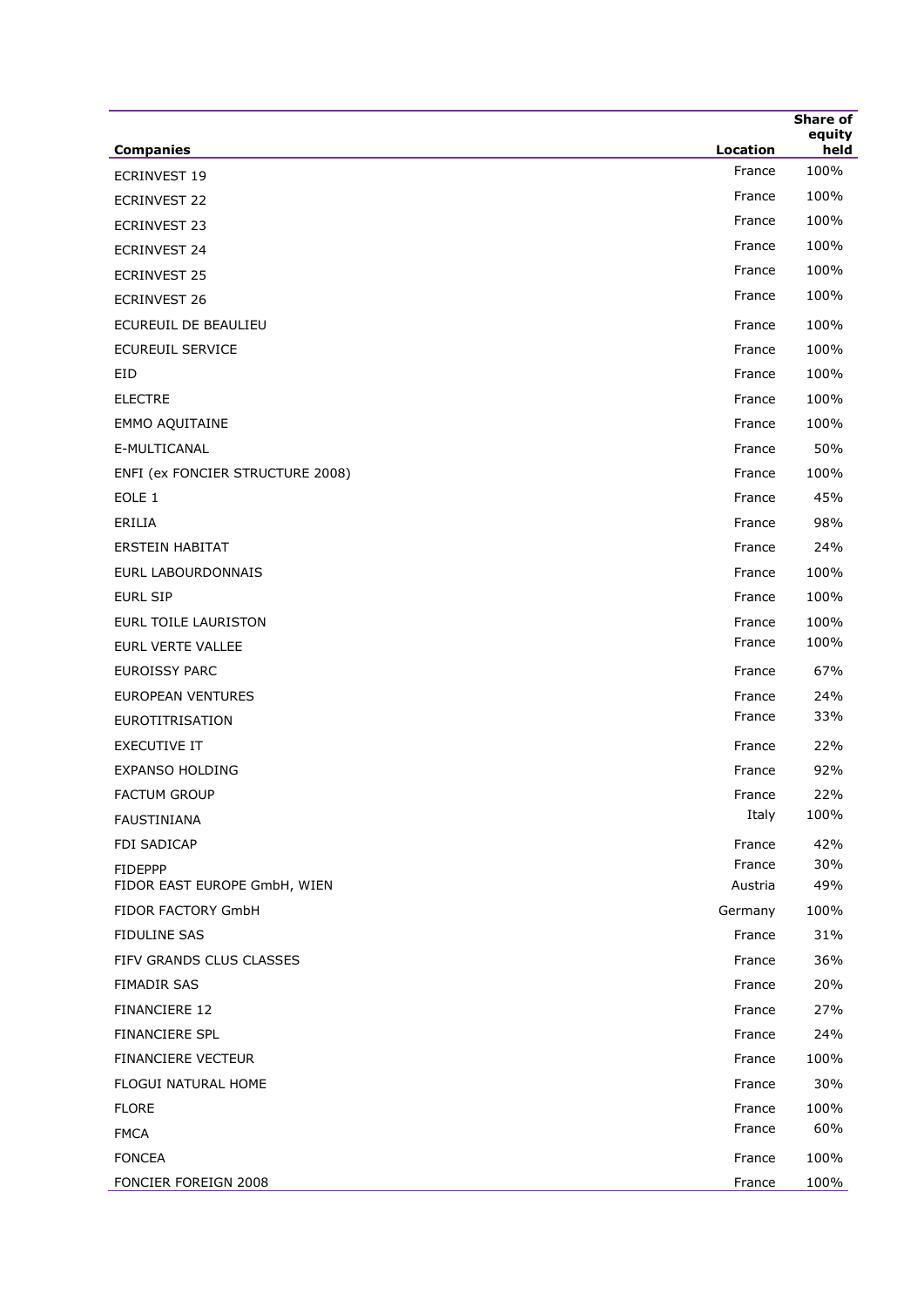| Companies | Location | Share of equity held |
|---|---|---|
| ECRINVEST 19 | France | 100% |
| ECRINVEST 22 | France | 100% |
| ECRINVEST 23 | France | 100% |
| ECRINVEST 24 | France | 100% |
| ECRINVEST 25 | France | 100% |
| ECRINVEST 26 | France | 100% |
| ECUREUIL DE BEAULIEU | France | 100% |
| ECUREUIL SERVICE | France | 100% |
| EID | France | 100% |
| ELECTRE | France | 100% |
| EMMO AQUITAINE | France | 100% |
| E-MULTICANAL | France | 50% |
| ENFI (ex FONCIER STRUCTURE 2008) | France | 100% |
| EOLE 1 | France | 45% |
| ERILIA | France | 98% |
| ERSTEIN HABITAT | France | 24% |
| EURL LABOURDONNAIS | France | 100% |
| EURL SIP | France | 100% |
| EURL TOILE LAURISTON | France | 100% |
| EURL VERTE VALLEE | France | 100% |
| EUROISSY PARC | France | 67% |
| EUROPEAN VENTURES | France | 24% |
| EUROTITRISATION | France | 33% |
| EXECUTIVE IT | France | 22% |
| EXPANSO HOLDING | France | 92% |
| FACTUM GROUP | France | 22% |
| FAUSTINIANA | Italy | 100% |
| FDI SADICAP | France | 42% |
| FIDEPPP | France | 30% |
| FIDOR EAST EUROPE GmbH, WIEN | Austria | 49% |
| FIDOR FACTORY GmbH | Germany | 100% |
| FIDULINE SAS | France | 31% |
| FIFV GRANDS CLUS CLASSES | France | 36% |
| FIMADIR SAS | France | 20% |
| FINANCIERE 12 | France | 27% |
| FINANCIERE SPL | France | 24% |
| FINANCIERE VECTEUR | France | 100% |
| FLOGUI NATURAL HOME | France | 30% |
| FLORE | France | 100% |
| FMCA | France | 60% |
| FONCEA | France | 100% |
| FONCIER FOREIGN 2008 | France | 100% |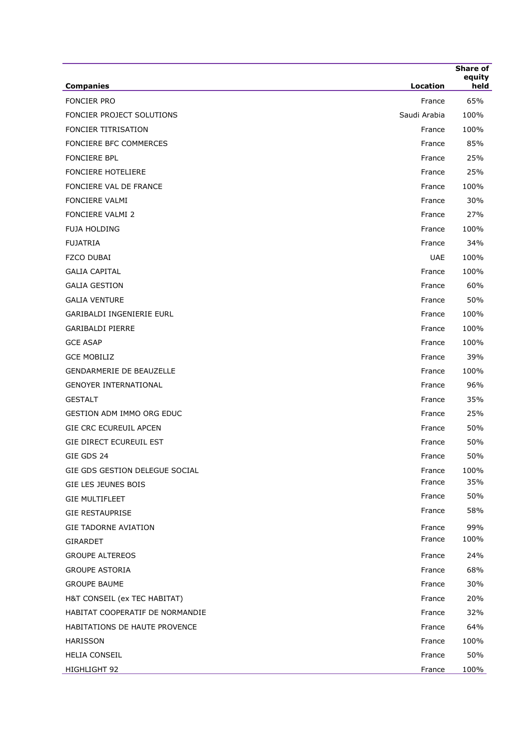| Companies | Location | Share of equity held |
|---|---|---|
| FONCIER PRO | France | 65% |
| FONCIER PROJECT SOLUTIONS | Saudi Arabia | 100% |
| FONCIER TITRISATION | France | 100% |
| FONCIERE BFC COMMERCES | France | 85% |
| FONCIERE BPL | France | 25% |
| FONCIERE HOTELIERE | France | 25% |
| FONCIERE VAL DE FRANCE | France | 100% |
| FONCIERE VALMI | France | 30% |
| FONCIERE VALMI 2 | France | 27% |
| FUJA HOLDING | France | 100% |
| FUJATRIA | France | 34% |
| FZCO DUBAI | UAE | 100% |
| GALIA CAPITAL | France | 100% |
| GALIA GESTION | France | 60% |
| GALIA VENTURE | France | 50% |
| GARIBALDI INGENIERIE EURL | France | 100% |
| GARIBALDI PIERRE | France | 100% |
| GCE ASAP | France | 100% |
| GCE MOBILIZ | France | 39% |
| GENDARMERIE DE BEAUZELLE | France | 100% |
| GENOYER INTERNATIONAL | France | 96% |
| GESTALT | France | 35% |
| GESTION ADM IMMO ORG EDUC | France | 25% |
| GIE CRC ECUREUIL APCEN | France | 50% |
| GIE DIRECT ECUREUIL EST | France | 50% |
| GIE GDS 24 | France | 50% |
| GIE GDS GESTION DELEGUE SOCIAL | France | 100% |
| GIE LES JEUNES BOIS | France | 35% |
| GIE MULTIFLEET | France | 50% |
| GIE RESTAUPRISE | France | 58% |
| GIE TADORNE AVIATION | France | 99% |
| GIRARDET | France | 100% |
| GROUPE ALTEREOS | France | 24% |
| GROUPE ASTORIA | France | 68% |
| GROUPE BAUME | France | 30% |
| H&T CONSEIL (ex TEC HABITAT) | France | 20% |
| HABITAT COOPERATIF DE NORMANDIE | France | 32% |
| HABITATIONS DE HAUTE PROVENCE | France | 64% |
| HARISSON | France | 100% |
| HELIA CONSEIL | France | 50% |
| HIGHLIGHT 92 | France | 100% |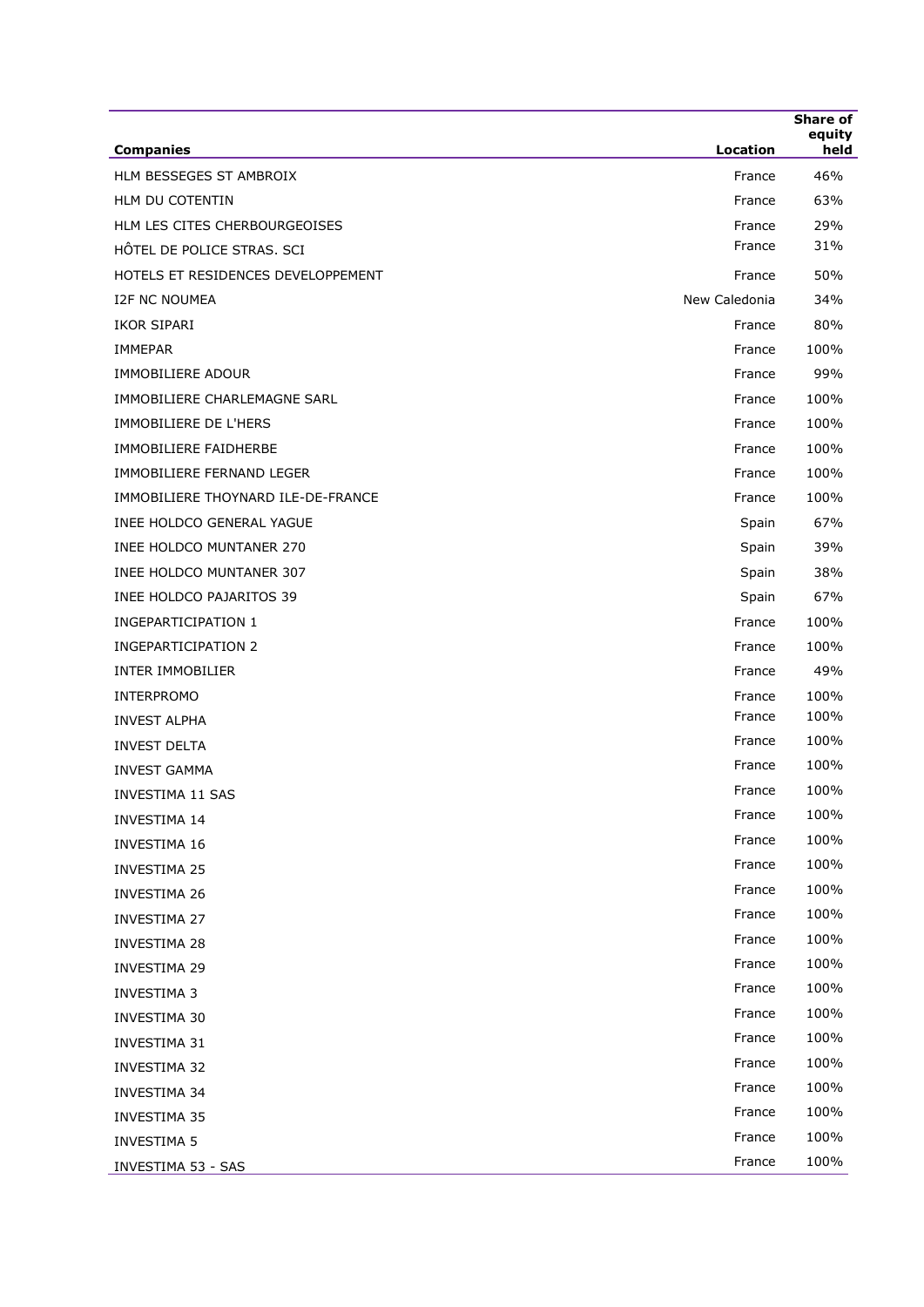| Companies | Location | Share of equity held |
|---|---|---|
| HLM BESSEGES ST AMBROIX | France | 46% |
| HLM DU COTENTIN | France | 63% |
| HLM LES CITES CHERBOURGEOISES | France | 29% |
| HÔTEL DE POLICE STRAS. SCI | France | 31% |
| HOTELS ET RESIDENCES DEVELOPPEMENT | France | 50% |
| I2F NC NOUMEA | New Caledonia | 34% |
| IKOR SIPARI | France | 80% |
| IMMEPAR | France | 100% |
| IMMOBILIERE ADOUR | France | 99% |
| IMMOBILIERE CHARLEMAGNE SARL | France | 100% |
| IMMOBILIERE DE L'HERS | France | 100% |
| IMMOBILIERE FAIDHERBE | France | 100% |
| IMMOBILIERE FERNAND LEGER | France | 100% |
| IMMOBILIERE THOYNARD ILE-DE-FRANCE | France | 100% |
| INEE HOLDCO GENERAL YAGUE | Spain | 67% |
| INEE HOLDCO MUNTANER 270 | Spain | 39% |
| INEE HOLDCO MUNTANER 307 | Spain | 38% |
| INEE HOLDCO PAJARITOS 39 | Spain | 67% |
| INGEPARTICIPATION 1 | France | 100% |
| INGEPARTICIPATION 2 | France | 100% |
| INTER IMMOBILIER | France | 49% |
| INTERPROMO | France | 100% |
| INVEST ALPHA | France | 100% |
| INVEST DELTA | France | 100% |
| INVEST GAMMA | France | 100% |
| INVESTIMA 11 SAS | France | 100% |
| INVESTIMA 14 | France | 100% |
| INVESTIMA 16 | France | 100% |
| INVESTIMA 25 | France | 100% |
| INVESTIMA 26 | France | 100% |
| INVESTIMA 27 | France | 100% |
| INVESTIMA 28 | France | 100% |
| INVESTIMA 29 | France | 100% |
| INVESTIMA 3 | France | 100% |
| INVESTIMA 30 | France | 100% |
| INVESTIMA 31 | France | 100% |
| INVESTIMA 32 | France | 100% |
| INVESTIMA 34 | France | 100% |
| INVESTIMA 35 | France | 100% |
| INVESTIMA 5 | France | 100% |
| INVESTIMA 53 - SAS | France | 100% |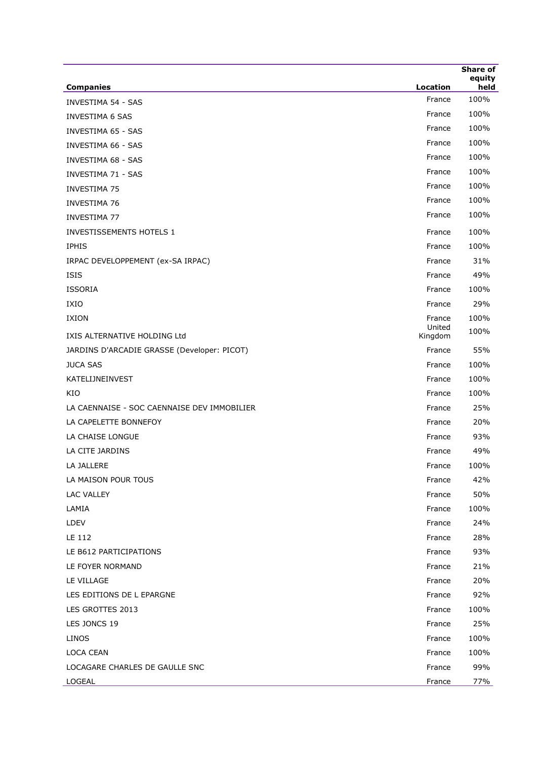| Companies | Location | Share of equity held |
|---|---|---|
| INVESTIMA 54 - SAS | France | 100% |
| INVESTIMA 6 SAS | France | 100% |
| INVESTIMA 65 - SAS | France | 100% |
| INVESTIMA 66 - SAS | France | 100% |
| INVESTIMA 68 - SAS | France | 100% |
| INVESTIMA 71 - SAS | France | 100% |
| INVESTIMA 75 | France | 100% |
| INVESTIMA 76 | France | 100% |
| INVESTIMA 77 | France | 100% |
| INVESTISSEMENTS HOTELS 1 | France | 100% |
| IPHIS | France | 100% |
| IRPAC DEVELOPPEMENT (ex-SA IRPAC) | France | 31% |
| ISIS | France | 49% |
| ISSORIA | France | 100% |
| IXIO | France | 29% |
| IXION | France | 100% |
| IXIS ALTERNATIVE HOLDING Ltd | United Kingdom | 100% |
| JARDINS D'ARCADIE GRASSE (Developer: PICOT) | France | 55% |
| JUCA SAS | France | 100% |
| KATELIJNEINVEST | France | 100% |
| KIO | France | 100% |
| LA CAENNAISE - SOC CAENNAISE DEV IMMOBILIER | France | 25% |
| LA CAPELETTE BONNEFOY | France | 20% |
| LA CHAISE LONGUE | France | 93% |
| LA CITE JARDINS | France | 49% |
| LA JALLERE | France | 100% |
| LA MAISON POUR TOUS | France | 42% |
| LAC VALLEY | France | 50% |
| LAMIA | France | 100% |
| LDEV | France | 24% |
| LE 112 | France | 28% |
| LE B612 PARTICIPATIONS | France | 93% |
| LE FOYER NORMAND | France | 21% |
| LE VILLAGE | France | 20% |
| LES EDITIONS DE L EPARGNE | France | 92% |
| LES GROTTES 2013 | France | 100% |
| LES JONCS 19 | France | 25% |
| LINOS | France | 100% |
| LOCA CEAN | France | 100% |
| LOCAGARE CHARLES DE GAULLE SNC | France | 99% |
| LOGEAL | France | 77% |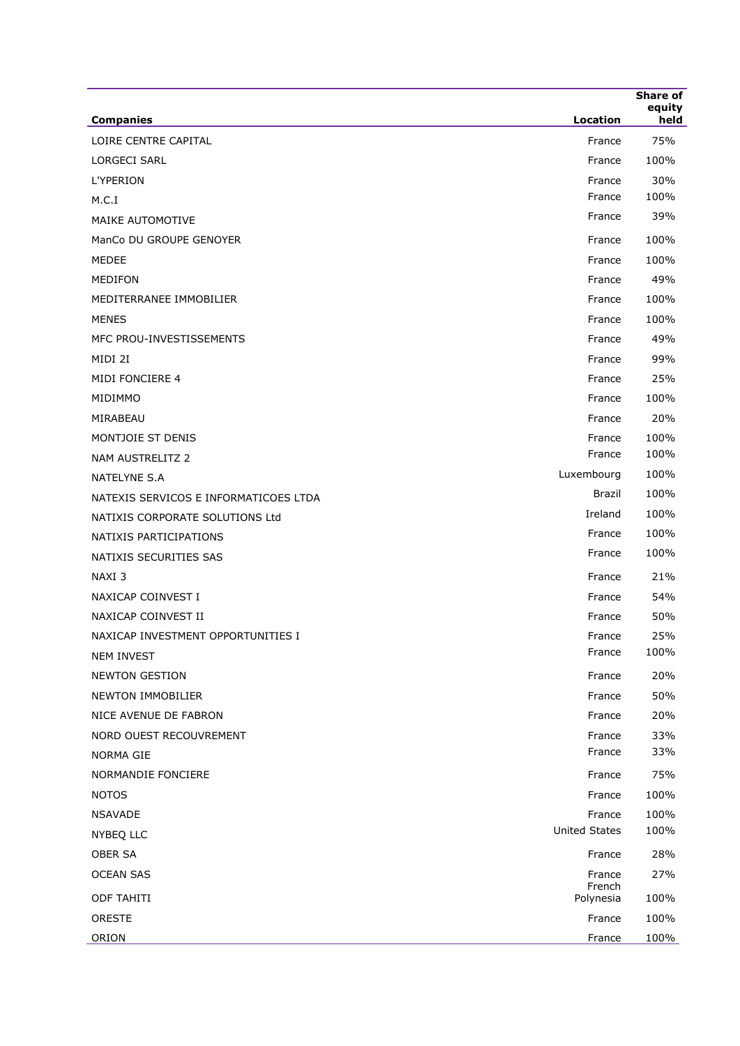| Companies | Location | Share of equity held |
| --- | --- | --- |
| LOIRE CENTRE CAPITAL | France | 75% |
| LORGECI SARL | France | 100% |
| L'YPERION | France | 30% |
| M.C.I | France | 100% |
| MAIKE AUTOMOTIVE | France | 39% |
| ManCo DU GROUPE GENOYER | France | 100% |
| MEDEE | France | 100% |
| MEDIFON | France | 49% |
| MEDITERRANEE IMMOBILIER | France | 100% |
| MENES | France | 100% |
| MFC PROU-INVESTISSEMENTS | France | 49% |
| MIDI 2I | France | 99% |
| MIDI FONCIERE 4 | France | 25% |
| MIDIMMO | France | 100% |
| MIRABEAU | France | 20% |
| MONTJOIE ST DENIS | France | 100% |
| NAM AUSTRELITZ 2 | France | 100% |
| NATELYNE S.A | Luxembourg | 100% |
| NATEXIS SERVICOS E INFORMATICOES LTDA | Brazil | 100% |
| NATIXIS CORPORATE SOLUTIONS Ltd | Ireland | 100% |
| NATIXIS PARTICIPATIONS | France | 100% |
| NATIXIS SECURITIES SAS | France | 100% |
| NAXI 3 | France | 21% |
| NAXICAP COINVEST I | France | 54% |
| NAXICAP COINVEST II | France | 50% |
| NAXICAP INVESTMENT OPPORTUNITIES I | France | 25% |
| NEM INVEST | France | 100% |
| NEWTON GESTION | France | 20% |
| NEWTON IMMOBILIER | France | 50% |
| NICE AVENUE DE FABRON | France | 20% |
| NORD OUEST RECOUVREMENT | France | 33% |
| NORMA GIE | France | 33% |
| NORMANDIE FONCIERE | France | 75% |
| NOTOS | France | 100% |
| NSAVADE | France | 100% |
| NYBEQ LLC | United States | 100% |
| OBER SA | France | 28% |
| OCEAN SAS | France | 27% |
| ODF TAHITI | French Polynesia | 100% |
| ORESTE | France | 100% |
| ORION | France | 100% |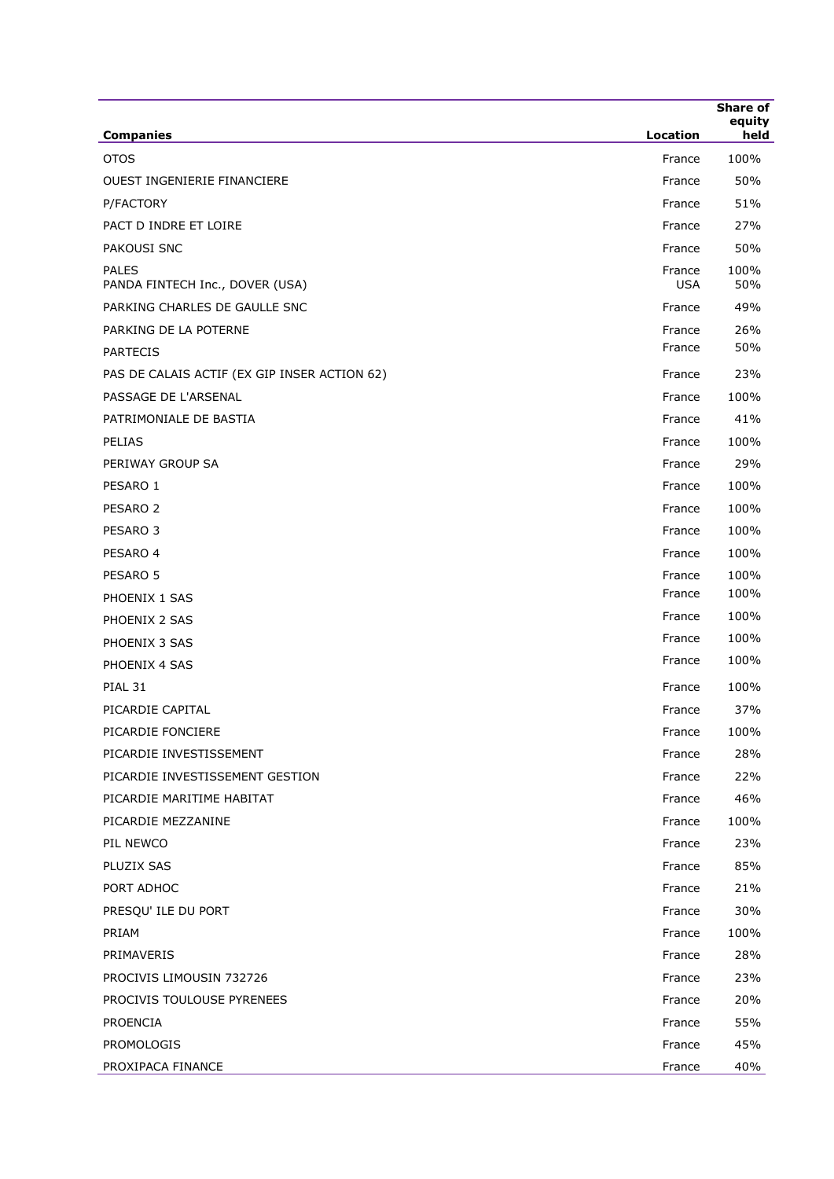| Companies | Location | Share of equity held |
| --- | --- | --- |
| OTOS | France | 100% |
| OUEST INGENIERIE FINANCIERE | France | 50% |
| P/FACTORY | France | 51% |
| PACT D INDRE ET LOIRE | France | 27% |
| PAKOUSI SNC | France | 50% |
| PALES | France | 100% |
| PANDA FINTECH Inc., DOVER (USA) | USA | 50% |
| PARKING CHARLES DE GAULLE SNC | France | 49% |
| PARKING DE LA POTERNE | France | 26% |
| PARTECIS | France | 50% |
| PAS DE CALAIS ACTIF (EX GIP INSER ACTION 62) | France | 23% |
| PASSAGE DE L'ARSENAL | France | 100% |
| PATRIMONIALE DE BASTIA | France | 41% |
| PELIAS | France | 100% |
| PERIWAY GROUP SA | France | 29% |
| PESARO 1 | France | 100% |
| PESARO 2 | France | 100% |
| PESARO 3 | France | 100% |
| PESARO 4 | France | 100% |
| PESARO 5 | France | 100% |
| PHOENIX 1 SAS | France | 100% |
| PHOENIX 2 SAS | France | 100% |
| PHOENIX 3 SAS | France | 100% |
| PHOENIX 4 SAS | France | 100% |
| PIAL 31 | France | 100% |
| PICARDIE CAPITAL | France | 37% |
| PICARDIE FONCIERE | France | 100% |
| PICARDIE INVESTISSEMENT | France | 28% |
| PICARDIE INVESTISSEMENT GESTION | France | 22% |
| PICARDIE MARITIME HABITAT | France | 46% |
| PICARDIE MEZZANINE | France | 100% |
| PIL NEWCO | France | 23% |
| PLUZIX SAS | France | 85% |
| PORT ADHOC | France | 21% |
| PRESQU' ILE DU PORT | France | 30% |
| PRIAM | France | 100% |
| PRIMAVERIS | France | 28% |
| PROCIVIS LIMOUSIN 732726 | France | 23% |
| PROCIVIS TOULOUSE PYRENEES | France | 20% |
| PROENCIA | France | 55% |
| PROMOLOGIS | France | 45% |
| PROXIPACA FINANCE | France | 40% |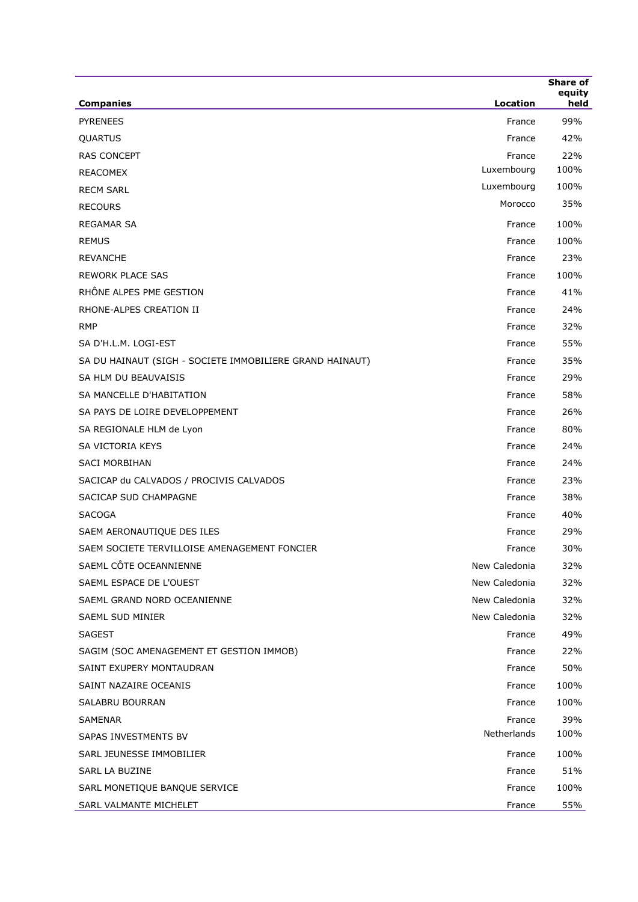| Companies | Location | Share of equity held |
|---|---|---|
| PYRENEES | France | 99% |
| QUARTUS | France | 42% |
| RAS CONCEPT | France | 22% |
| REACOMEX | Luxembourg | 100% |
| RECM SARL | Luxembourg | 100% |
| RECOURS | Morocco | 35% |
| REGAMAR SA | France | 100% |
| REMUS | France | 100% |
| REVANCHE | France | 23% |
| REWORK PLACE SAS | France | 100% |
| RHÔNE ALPES PME GESTION | France | 41% |
| RHONE-ALPES CREATION II | France | 24% |
| RMP | France | 32% |
| SA D'H.L.M. LOGI-EST | France | 55% |
| SA DU HAINAUT (SIGH - SOCIETE IMMOBILIERE GRAND HAINAUT) | France | 35% |
| SA HLM DU BEAUVAISIS | France | 29% |
| SA MANCELLE D'HABITATION | France | 58% |
| SA PAYS DE LOIRE DEVELOPPEMENT | France | 26% |
| SA REGIONALE HLM de Lyon | France | 80% |
| SA VICTORIA KEYS | France | 24% |
| SACI MORBIHAN | France | 24% |
| SACICAP du CALVADOS / PROCIVIS CALVADOS | France | 23% |
| SACICAP SUD CHAMPAGNE | France | 38% |
| SACOGA | France | 40% |
| SAEM AERONAUTIQUE DES ILES | France | 29% |
| SAEM SOCIETE TERVILLOISE AMENAGEMENT FONCIER | France | 30% |
| SAEML CÔTE OCEANNIENNE | New Caledonia | 32% |
| SAEML ESPACE DE L'OUEST | New Caledonia | 32% |
| SAEML GRAND NORD OCEANIENNE | New Caledonia | 32% |
| SAEML SUD MINIER | New Caledonia | 32% |
| SAGEST | France | 49% |
| SAGIM (SOC AMENAGEMENT ET GESTION IMMOB) | France | 22% |
| SAINT EXUPERY MONTAUDRAN | France | 50% |
| SAINT NAZAIRE OCEANIS | France | 100% |
| SALABRU BOURRAN | France | 100% |
| SAMENAR | France | 39% |
| SAPAS INVESTMENTS BV | Netherlands | 100% |
| SARL JEUNESSE IMMOBILIER | France | 100% |
| SARL LA BUZINE | France | 51% |
| SARL MONETIQUE BANQUE SERVICE | France | 100% |
| SARL VALMANTE MICHELET | France | 55% |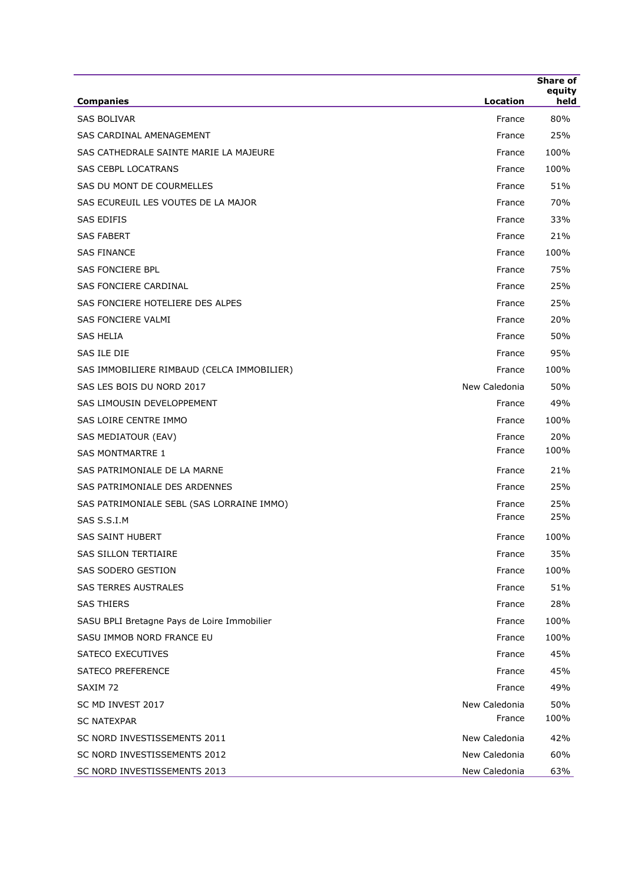| Companies | Location | Share of equity held |
|---|---|---|
| SAS BOLIVAR | France | 80% |
| SAS CARDINAL AMENAGEMENT | France | 25% |
| SAS CATHEDRALE SAINTE MARIE LA MAJEURE | France | 100% |
| SAS CEBPL LOCATRANS | France | 100% |
| SAS DU MONT DE COURMELLES | France | 51% |
| SAS ECUREUIL LES VOUTES DE LA MAJOR | France | 70% |
| SAS EDIFIS | France | 33% |
| SAS FABERT | France | 21% |
| SAS FINANCE | France | 100% |
| SAS FONCIERE BPL | France | 75% |
| SAS FONCIERE CARDINAL | France | 25% |
| SAS FONCIERE HOTELIERE DES ALPES | France | 25% |
| SAS FONCIERE VALMI | France | 20% |
| SAS HELIA | France | 50% |
| SAS ILE DIE | France | 95% |
| SAS IMMOBILIERE RIMBAUD (CELCA IMMOBILIER) | France | 100% |
| SAS LES BOIS DU NORD 2017 | New Caledonia | 50% |
| SAS LIMOUSIN DEVELOPPEMENT | France | 49% |
| SAS LOIRE CENTRE IMMO | France | 100% |
| SAS MEDIATOUR (EAV) | France | 20% |
| SAS MONTMARTRE 1 | France | 100% |
| SAS PATRIMONIALE DE LA MARNE | France | 21% |
| SAS PATRIMONIALE DES ARDENNES | France | 25% |
| SAS PATRIMONIALE SEBL (SAS LORRAINE IMMO) | France | 25% |
| SAS S.S.I.M | France | 25% |
| SAS SAINT HUBERT | France | 100% |
| SAS SILLON TERTIAIRE | France | 35% |
| SAS SODERO GESTION | France | 100% |
| SAS TERRES AUSTRALES | France | 51% |
| SAS THIERS | France | 28% |
| SASU BPLI Bretagne Pays de Loire Immobilier | France | 100% |
| SASU IMMOB NORD FRANCE EU | France | 100% |
| SATECO EXECUTIVES | France | 45% |
| SATECO PREFERENCE | France | 45% |
| SAXIM 72 | France | 49% |
| SC MD INVEST 2017 | New Caledonia | 50% |
| SC NATEXPAR | France | 100% |
| SC NORD INVESTISSEMENTS 2011 | New Caledonia | 42% |
| SC NORD INVESTISSEMENTS 2012 | New Caledonia | 60% |
| SC NORD INVESTISSEMENTS 2013 | New Caledonia | 63% |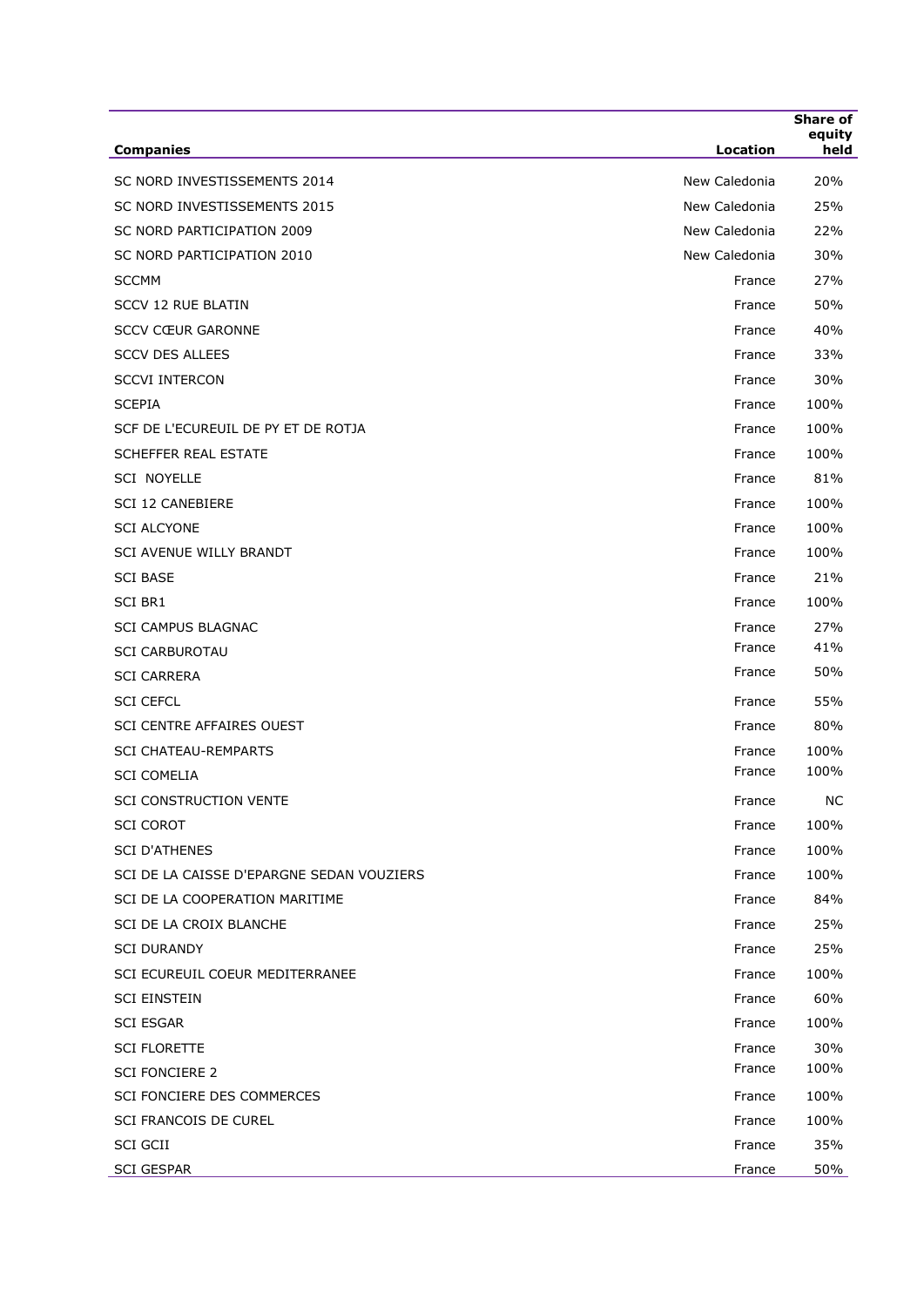| Companies | Location | Share of equity held |
|---|---|---|
| SC NORD INVESTISSEMENTS 2014 | New Caledonia | 20% |
| SC NORD INVESTISSEMENTS 2015 | New Caledonia | 25% |
| SC NORD PARTICIPATION 2009 | New Caledonia | 22% |
| SC NORD PARTICIPATION 2010 | New Caledonia | 30% |
| SCCMM | France | 27% |
| SCCV 12 RUE BLATIN | France | 50% |
| SCCV CŒUR GARONNE | France | 40% |
| SCCV DES ALLEES | France | 33% |
| SCCVI INTERCON | France | 30% |
| SCEPIA | France | 100% |
| SCF DE L'ECUREUIL DE PY ET DE ROTJA | France | 100% |
| SCHEFFER REAL ESTATE | France | 100% |
| SCI NOYELLE | France | 81% |
| SCI 12 CANEBIERE | France | 100% |
| SCI ALCYONE | France | 100% |
| SCI AVENUE WILLY BRANDT | France | 100% |
| SCI BASE | France | 21% |
| SCI BR1 | France | 100% |
| SCI CAMPUS BLAGNAC | France | 27% |
| SCI CARBUROTAU | France | 41% |
| SCI CARRERA | France | 50% |
| SCI CEFCL | France | 55% |
| SCI CENTRE AFFAIRES OUEST | France | 80% |
| SCI CHATEAU-REMPARTS | France | 100% |
| SCI COMELIA | France | 100% |
| SCI CONSTRUCTION VENTE | France | NC |
| SCI COROT | France | 100% |
| SCI D'ATHENES | France | 100% |
| SCI DE LA CAISSE D'EPARGNE SEDAN VOUZIERS | France | 100% |
| SCI DE LA COOPERATION MARITIME | France | 84% |
| SCI DE LA CROIX BLANCHE | France | 25% |
| SCI DURANDY | France | 25% |
| SCI ECUREUIL COEUR MEDITERRANEE | France | 100% |
| SCI EINSTEIN | France | 60% |
| SCI ESGAR | France | 100% |
| SCI FLORETTE | France | 30% |
| SCI FONCIERE 2 | France | 100% |
| SCI FONCIERE DES COMMERCES | France | 100% |
| SCI FRANCOIS DE CUREL | France | 100% |
| SCI GCII | France | 35% |
| SCI GESPAR | France | 50% |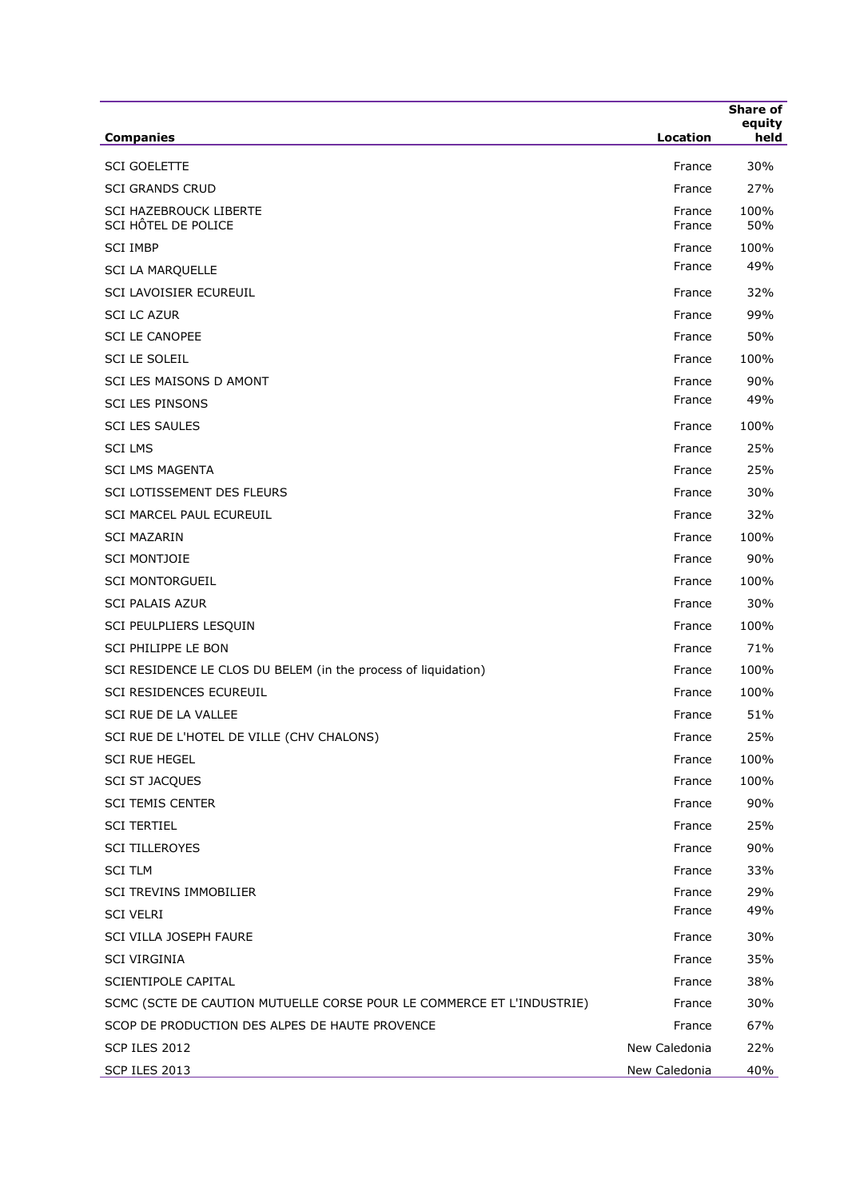| Companies | Location | Share of equity held |
|---|---|---|
| SCI GOELETTE | France | 30% |
| SCI GRANDS CRUD | France | 27% |
| SCI HAZEBROUCK LIBERTE | France | 100% |
| SCI HÔTEL DE POLICE | France | 50% |
| SCI IMBP | France | 100% |
| SCI LA MARQUELLE | France | 49% |
| SCI LAVOISIER ECUREUIL | France | 32% |
| SCI LC AZUR | France | 99% |
| SCI LE CANOPEE | France | 50% |
| SCI LE SOLEIL | France | 100% |
| SCI LES MAISONS D AMONT | France | 90% |
| SCI LES PINSONS | France | 49% |
| SCI LES SAULES | France | 100% |
| SCI LMS | France | 25% |
| SCI LMS MAGENTA | France | 25% |
| SCI LOTISSEMENT DES FLEURS | France | 30% |
| SCI MARCEL PAUL ECUREUIL | France | 32% |
| SCI MAZARIN | France | 100% |
| SCI MONTJOIE | France | 90% |
| SCI MONTORGUEIL | France | 100% |
| SCI PALAIS AZUR | France | 30% |
| SCI PEULPLIERS LESQUIN | France | 100% |
| SCI PHILIPPE LE BON | France | 71% |
| SCI RESIDENCE LE CLOS DU BELEM (in the process of liquidation) | France | 100% |
| SCI RESIDENCES ECUREUIL | France | 100% |
| SCI RUE DE LA VALLEE | France | 51% |
| SCI RUE DE L'HOTEL DE VILLE (CHV CHALONS) | France | 25% |
| SCI RUE HEGEL | France | 100% |
| SCI ST JACQUES | France | 100% |
| SCI TEMIS CENTER | France | 90% |
| SCI TERTIEL | France | 25% |
| SCI TILLEROYES | France | 90% |
| SCI TLM | France | 33% |
| SCI TREVINS IMMOBILIER | France | 29% |
| SCI VELRI | France | 49% |
| SCI VILLA JOSEPH FAURE | France | 30% |
| SCI VIRGINIA | France | 35% |
| SCIENTIPOLE CAPITAL | France | 38% |
| SCMC (SCTE DE CAUTION MUTUELLE CORSE POUR LE COMMERCE ET L'INDUSTRIE) | France | 30% |
| SCOP DE PRODUCTION DES ALPES DE HAUTE PROVENCE | France | 67% |
| SCP ILES 2012 | New Caledonia | 22% |
| SCP ILES 2013 | New Caledonia | 40% |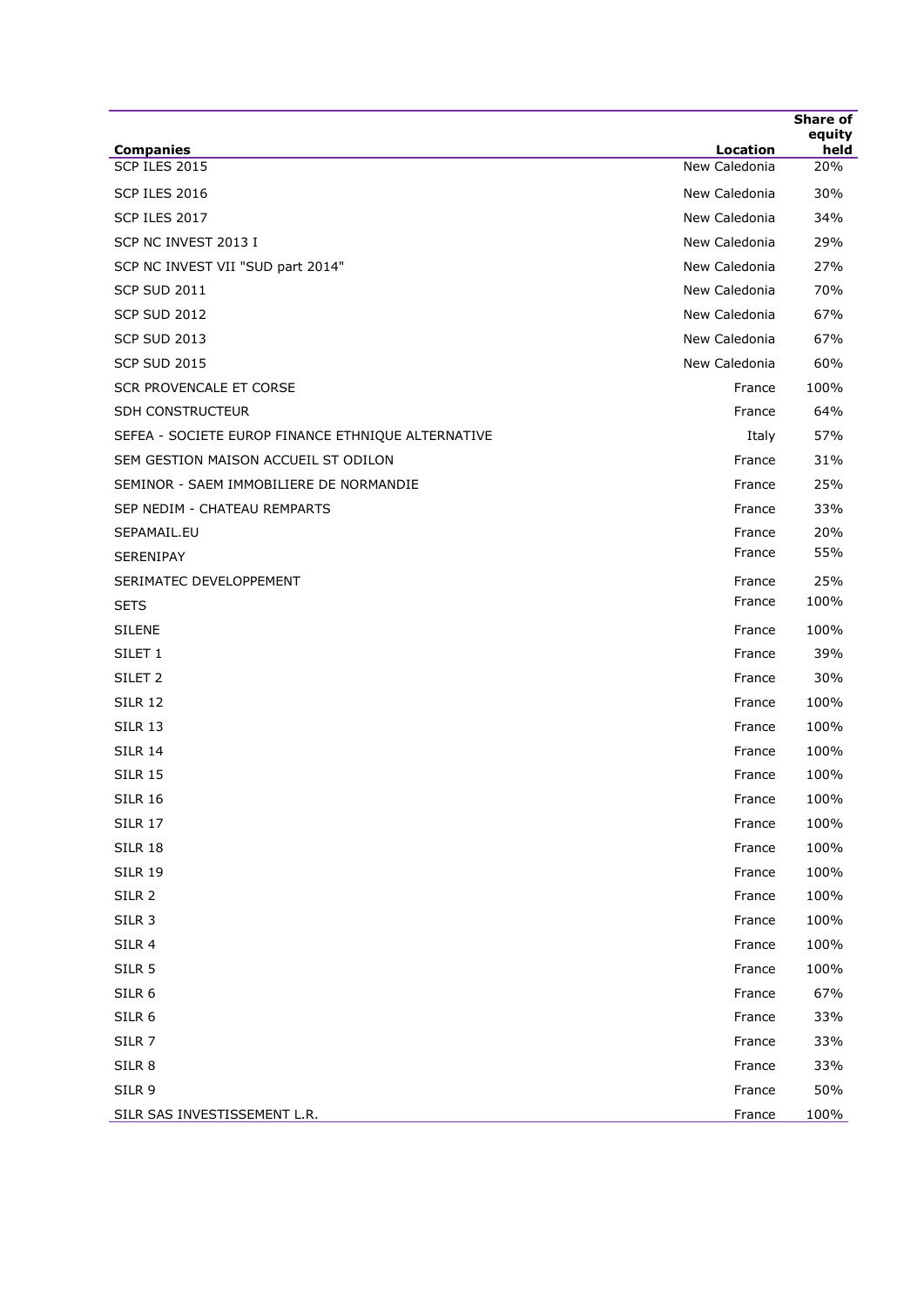| Companies | Location | Share of equity held |
|---|---|---|
| SCP ILES 2015 | New Caledonia | 20% |
| SCP ILES 2016 | New Caledonia | 30% |
| SCP ILES 2017 | New Caledonia | 34% |
| SCP NC INVEST 2013 I | New Caledonia | 29% |
| SCP NC INVEST VII "SUD part 2014" | New Caledonia | 27% |
| SCP SUD 2011 | New Caledonia | 70% |
| SCP SUD 2012 | New Caledonia | 67% |
| SCP SUD 2013 | New Caledonia | 67% |
| SCP SUD 2015 | New Caledonia | 60% |
| SCR PROVENCALE ET CORSE | France | 100% |
| SDH CONSTRUCTEUR | France | 64% |
| SEFEA - SOCIETE EUROP FINANCE ETHNIQUE ALTERNATIVE | Italy | 57% |
| SEM GESTION MAISON ACCUEIL ST ODILON | France | 31% |
| SEMINOR - SAEM IMMOBILIERE DE NORMANDIE | France | 25% |
| SEP NEDIM - CHATEAU REMPARTS | France | 33% |
| SEPAMAIL.EU | France | 20% |
| SERENIPAY | France | 55% |
| SERIMATEC DEVELOPPEMENT | France | 25% |
| SETS | France | 100% |
| SILENE | France | 100% |
| SILET 1 | France | 39% |
| SILET 2 | France | 30% |
| SILR 12 | France | 100% |
| SILR 13 | France | 100% |
| SILR 14 | France | 100% |
| SILR 15 | France | 100% |
| SILR 16 | France | 100% |
| SILR 17 | France | 100% |
| SILR 18 | France | 100% |
| SILR 19 | France | 100% |
| SILR 2 | France | 100% |
| SILR 3 | France | 100% |
| SILR 4 | France | 100% |
| SILR 5 | France | 100% |
| SILR 6 | France | 67% |
| SILR 6 | France | 33% |
| SILR 7 | France | 33% |
| SILR 8 | France | 33% |
| SILR 9 | France | 50% |
| SILR SAS INVESTISSEMENT L.R. | France | 100% |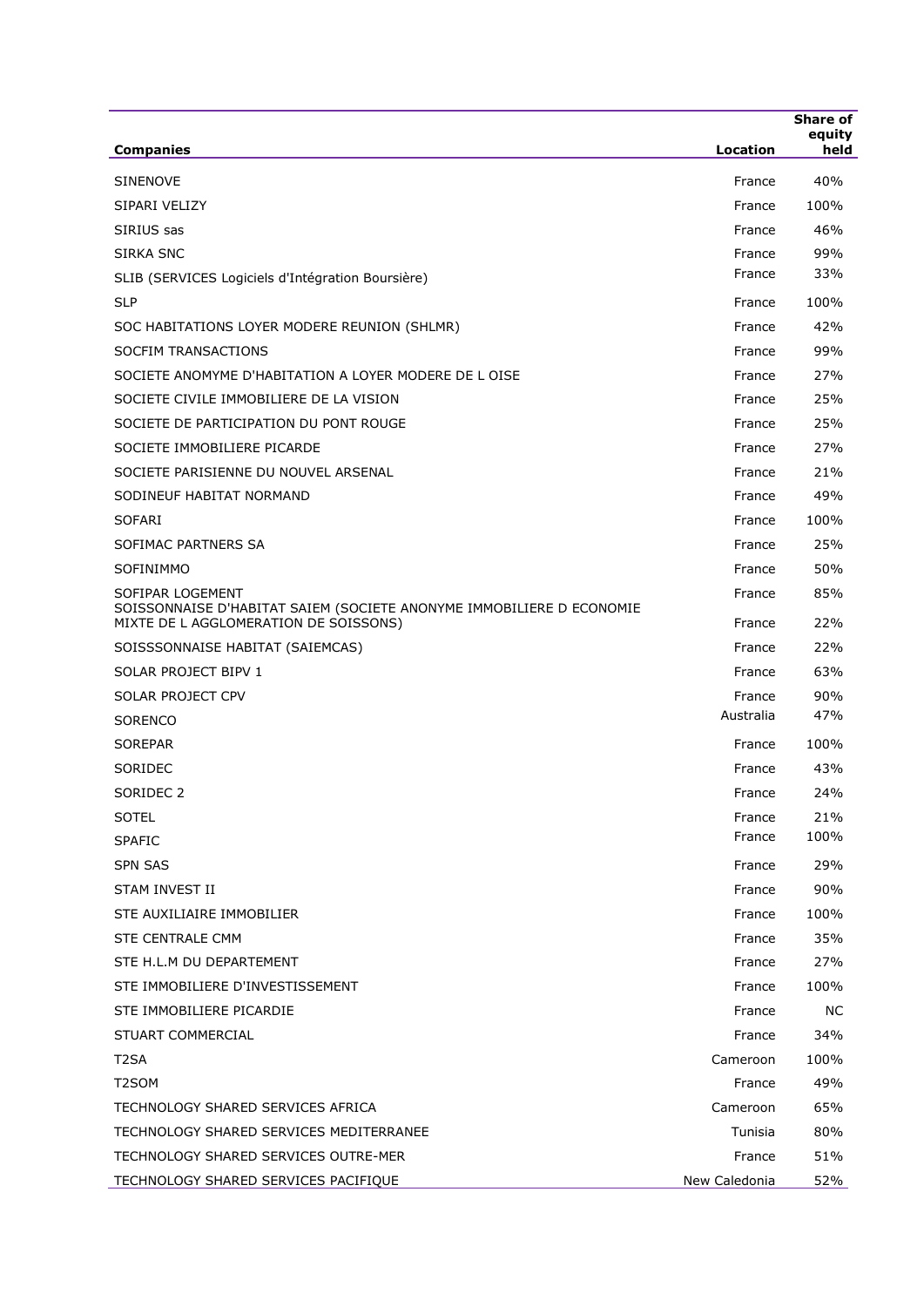| Companies | Location | Share of equity held |
|---|---|---|
| SINENOVE | France | 40% |
| SIPARI VELIZY | France | 100% |
| SIRIUS sas | France | 46% |
| SIRKA SNC | France | 99% |
| SLIB (SERVICES Logiciels d'Intégration Boursière) | France | 33% |
| SLP | France | 100% |
| SOC HABITATIONS LOYER MODERE REUNION (SHLMR) | France | 42% |
| SOCFIM TRANSACTIONS | France | 99% |
| SOCIETE ANOMYME D'HABITATION A LOYER MODERE DE L OISE | France | 27% |
| SOCIETE CIVILE IMMOBILIERE DE LA VISION | France | 25% |
| SOCIETE DE PARTICIPATION DU PONT ROUGE | France | 25% |
| SOCIETE IMMOBILIERE PICARDE | France | 27% |
| SOCIETE PARISIENNE DU NOUVEL ARSENAL | France | 21% |
| SODINEUF HABITAT NORMAND | France | 49% |
| SOFARI | France | 100% |
| SOFIMAC PARTNERS SA | France | 25% |
| SOFINIMMO | France | 50% |
| SOFIPAR LOGEMENT | France | 85% |
| SOISSONNAISE D'HABITAT SAIEM (SOCIETE ANONYME IMMOBILIERE D ECONOMIE MIXTE DE L AGGLOMERATION DE SOISSONS) | France | 22% |
| SOISSSONNAISE HABITAT (SAIEMCAS) | France | 22% |
| SOLAR PROJECT BIPV 1 | France | 63% |
| SOLAR PROJECT CPV | France | 90% |
| SORENCO | Australia | 47% |
| SOREPAR | France | 100% |
| SORIDEC | France | 43% |
| SORIDEC 2 | France | 24% |
| SOTEL | France | 21% |
| SPAFIC | France | 100% |
| SPN SAS | France | 29% |
| STAM INVEST II | France | 90% |
| STE AUXILIAIRE IMMOBILIER | France | 100% |
| STE CENTRALE CMM | France | 35% |
| STE H.L.M DU DEPARTEMENT | France | 27% |
| STE IMMOBILIERE D'INVESTISSEMENT | France | 100% |
| STE IMMOBILIERE PICARDIE | France | NC |
| STUART COMMERCIAL | France | 34% |
| T2SA | Cameroon | 100% |
| T2SOM | France | 49% |
| TECHNOLOGY SHARED SERVICES AFRICA | Cameroon | 65% |
| TECHNOLOGY SHARED SERVICES MEDITERRANEE | Tunisia | 80% |
| TECHNOLOGY SHARED SERVICES OUTRE-MER | France | 51% |
| TECHNOLOGY SHARED SERVICES PACIFIQUE | New Caledonia | 52% |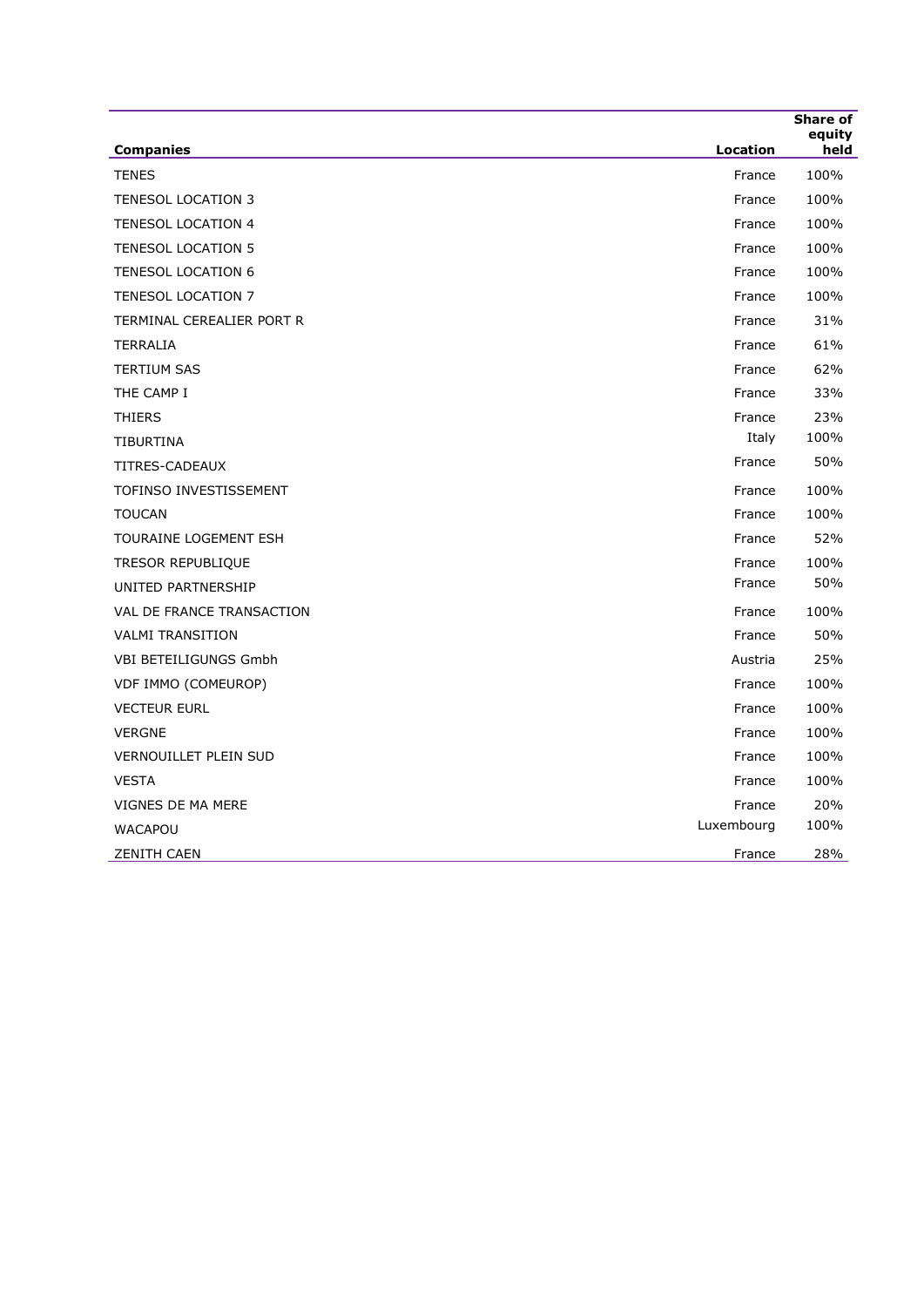| Companies | Location | Share of equity held |
|---|---|---|
| TENES | France | 100% |
| TENESOL LOCATION 3 | France | 100% |
| TENESOL LOCATION 4 | France | 100% |
| TENESOL LOCATION 5 | France | 100% |
| TENESOL LOCATION 6 | France | 100% |
| TENESOL LOCATION 7 | France | 100% |
| TERMINAL CEREALIER PORT R | France | 31% |
| TERRALIA | France | 61% |
| TERTIUM SAS | France | 62% |
| THE CAMP I | France | 33% |
| THIERS | France | 23% |
| TIBURTINA | Italy | 100% |
| TITRES-CADEAUX | France | 50% |
| TOFINSO INVESTISSEMENT | France | 100% |
| TOUCAN | France | 100% |
| TOURAINE LOGEMENT ESH | France | 52% |
| TRESOR REPUBLIQUE | France | 100% |
| UNITED PARTNERSHIP | France | 50% |
| VAL DE FRANCE TRANSACTION | France | 100% |
| VALMI TRANSITION | France | 50% |
| VBI BETEILIGUNGS Gmbh | Austria | 25% |
| VDF IMMO (COMEUROP) | France | 100% |
| VECTEUR EURL | France | 100% |
| VERGNE | France | 100% |
| VERNOUILLET PLEIN SUD | France | 100% |
| VESTA | France | 100% |
| VIGNES DE MA MERE | France | 20% |
| WACAPOU | Luxembourg | 100% |
| ZENITH CAEN | France | 28% |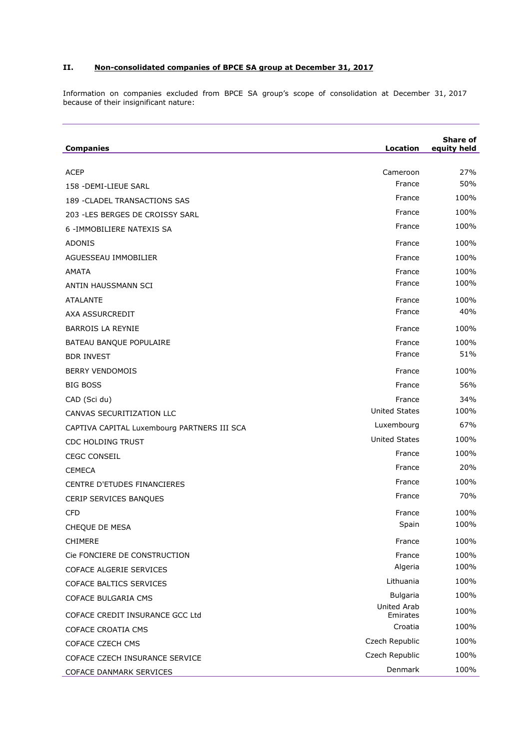## II. Non-consolidated companies of BPCE SA group at December 31, 2017

Information on companies excluded from BPCE SA group's scope of consolidation at December 31, 2017 because of their insignificant nature:

| Companies | Location | Share of equity held |
|---|---|---|
| ACEP | Cameroon | 27% |
| 158 -DEMI-LIEUE SARL | France | 50% |
| 189 -CLADEL TRANSACTIONS SAS | France | 100% |
| 203 -LES BERGES DE CROISSY SARL | France | 100% |
| 6 -IMMOBILIERE NATEXIS SA | France | 100% |
| ADONIS | France | 100% |
| AGUESSEAU IMMOBILIER | France | 100% |
| AMATA | France | 100% |
| ANTIN HAUSSMANN SCI | France | 100% |
| ATALANTE | France | 100% |
| AXA ASSURCREDIT | France | 40% |
| BARROIS LA REYNIE | France | 100% |
| BATEAU BANQUE POPULAIRE | France | 100% |
| BDR INVEST | France | 51% |
| BERRY VENDOMOIS | France | 100% |
| BIG BOSS | France | 56% |
| CAD (Sci du) | France | 34% |
| CANVAS SECURITIZATION LLC | United States | 100% |
| CAPTIVA CAPITAL Luxembourg PARTNERS III SCA | Luxembourg | 67% |
| CDC HOLDING TRUST | United States | 100% |
| CEGC CONSEIL | France | 100% |
| CEMECA | France | 20% |
| CENTRE D'ETUDES FINANCIERES | France | 100% |
| CERIP SERVICES BANQUES | France | 70% |
| CFD | France | 100% |
| CHEQUE DE MESA | Spain | 100% |
| CHIMERE | France | 100% |
| Cie FONCIERE DE CONSTRUCTION | France | 100% |
| COFACE ALGERIE SERVICES | Algeria | 100% |
| COFACE BALTICS SERVICES | Lithuania | 100% |
| COFACE BULGARIA CMS | Bulgaria | 100% |
| COFACE CREDIT INSURANCE GCC Ltd | United Arab Emirates | 100% |
| COFACE CROATIA CMS | Croatia | 100% |
| COFACE CZECH CMS | Czech Republic | 100% |
| COFACE CZECH INSURANCE SERVICE | Czech Republic | 100% |
| COFACE DANMARK SERVICES | Denmark | 100% |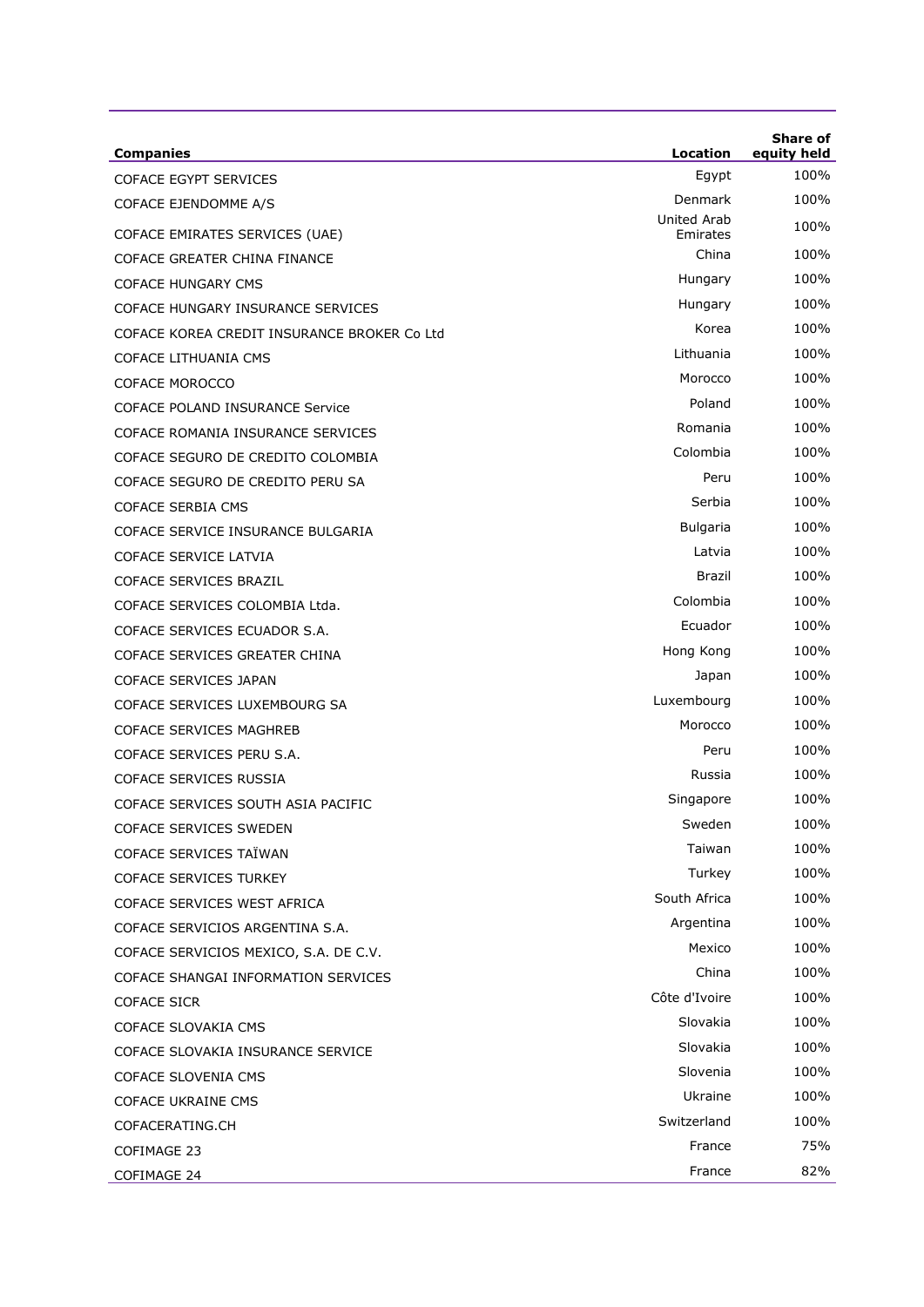| Companies | Location | Share of equity held |
| --- | --- | --- |
| COFACE EGYPT SERVICES | Egypt | 100% |
| COFACE EJENDOMME A/S | Denmark | 100% |
| COFACE EMIRATES SERVICES (UAE) | United Arab Emirates | 100% |
| COFACE GREATER CHINA FINANCE | China | 100% |
| COFACE HUNGARY CMS | Hungary | 100% |
| COFACE HUNGARY INSURANCE SERVICES | Hungary | 100% |
| COFACE KOREA CREDIT INSURANCE BROKER Co Ltd | Korea | 100% |
| COFACE LITHUANIA CMS | Lithuania | 100% |
| COFACE MOROCCO | Morocco | 100% |
| COFACE POLAND INSURANCE Service | Poland | 100% |
| COFACE ROMANIA INSURANCE SERVICES | Romania | 100% |
| COFACE SEGURO DE CREDITO COLOMBIA | Colombia | 100% |
| COFACE SEGURO DE CREDITO PERU SA | Peru | 100% |
| COFACE SERBIA CMS | Serbia | 100% |
| COFACE SERVICE INSURANCE BULGARIA | Bulgaria | 100% |
| COFACE SERVICE LATVIA | Latvia | 100% |
| COFACE SERVICES BRAZIL | Brazil | 100% |
| COFACE SERVICES COLOMBIA Ltda. | Colombia | 100% |
| COFACE SERVICES ECUADOR S.A. | Ecuador | 100% |
| COFACE SERVICES GREATER CHINA | Hong Kong | 100% |
| COFACE SERVICES JAPAN | Japan | 100% |
| COFACE SERVICES LUXEMBOURG SA | Luxembourg | 100% |
| COFACE SERVICES MAGHREB | Morocco | 100% |
| COFACE SERVICES PERU S.A. | Peru | 100% |
| COFACE SERVICES RUSSIA | Russia | 100% |
| COFACE SERVICES SOUTH ASIA PACIFIC | Singapore | 100% |
| COFACE SERVICES SWEDEN | Sweden | 100% |
| COFACE SERVICES TAÏWAN | Taiwan | 100% |
| COFACE SERVICES TURKEY | Turkey | 100% |
| COFACE SERVICES WEST AFRICA | South Africa | 100% |
| COFACE SERVICIOS ARGENTINA S.A. | Argentina | 100% |
| COFACE SERVICIOS MEXICO, S.A. DE C.V. | Mexico | 100% |
| COFACE SHANGAI INFORMATION SERVICES | China | 100% |
| COFACE SICR | Côte d'Ivoire | 100% |
| COFACE SLOVAKIA CMS | Slovakia | 100% |
| COFACE SLOVAKIA INSURANCE SERVICE | Slovakia | 100% |
| COFACE SLOVENIA CMS | Slovenia | 100% |
| COFACE UKRAINE CMS | Ukraine | 100% |
| COFACERATING.CH | Switzerland | 100% |
| COFIMAGE 23 | France | 75% |
| COFIMAGE 24 | France | 82% |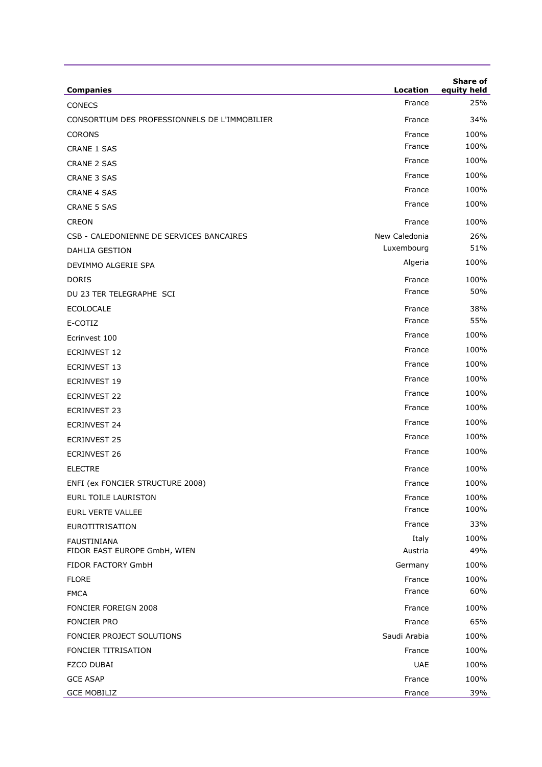| Companies | Location | Share of equity held |
|---|---|---|
| CONECS | France | 25% |
| CONSORTIUM DES PROFESSIONNELS DE L'IMMOBILIER | France | 34% |
| CORONS | France | 100% |
| CRANE 1 SAS | France | 100% |
| CRANE 2 SAS | France | 100% |
| CRANE 3 SAS | France | 100% |
| CRANE 4 SAS | France | 100% |
| CRANE 5 SAS | France | 100% |
| CREON | France | 100% |
| CSB - CALEDONIENNE DE SERVICES BANCAIRES | New Caledonia | 26% |
| DAHLIA GESTION | Luxembourg | 51% |
| DEVIMMO ALGERIE SPA | Algeria | 100% |
| DORIS | France | 100% |
| DU 23 TER TELEGRAPHE SCI | France | 50% |
| ECOLOCALE | France | 38% |
| E-COTIZ | France | 55% |
| Ecrinvest 100 | France | 100% |
| ECRINVEST 12 | France | 100% |
| ECRINVEST 13 | France | 100% |
| ECRINVEST 19 | France | 100% |
| ECRINVEST 22 | France | 100% |
| ECRINVEST 23 | France | 100% |
| ECRINVEST 24 | France | 100% |
| ECRINVEST 25 | France | 100% |
| ECRINVEST 26 | France | 100% |
| ELECTRE | France | 100% |
| ENFI (ex FONCIER STRUCTURE 2008) | France | 100% |
| EURL TOILE LAURISTON | France | 100% |
| EURL VERTE VALLEE | France | 100% |
| EUROTITRISATION | France | 33% |
| FAUSTINIANA | Italy | 100% |
| FIDOR EAST EUROPE GmbH, WIEN | Austria | 49% |
| FIDOR FACTORY GmbH | Germany | 100% |
| FLORE | France | 100% |
| FMCA | France | 60% |
| FONCIER FOREIGN 2008 | France | 100% |
| FONCIER PRO | France | 65% |
| FONCIER PROJECT SOLUTIONS | Saudi Arabia | 100% |
| FONCIER TITRISATION | France | 100% |
| FZCO DUBAI | UAE | 100% |
| GCE ASAP | France | 100% |
| GCE MOBILIZ | France | 39% |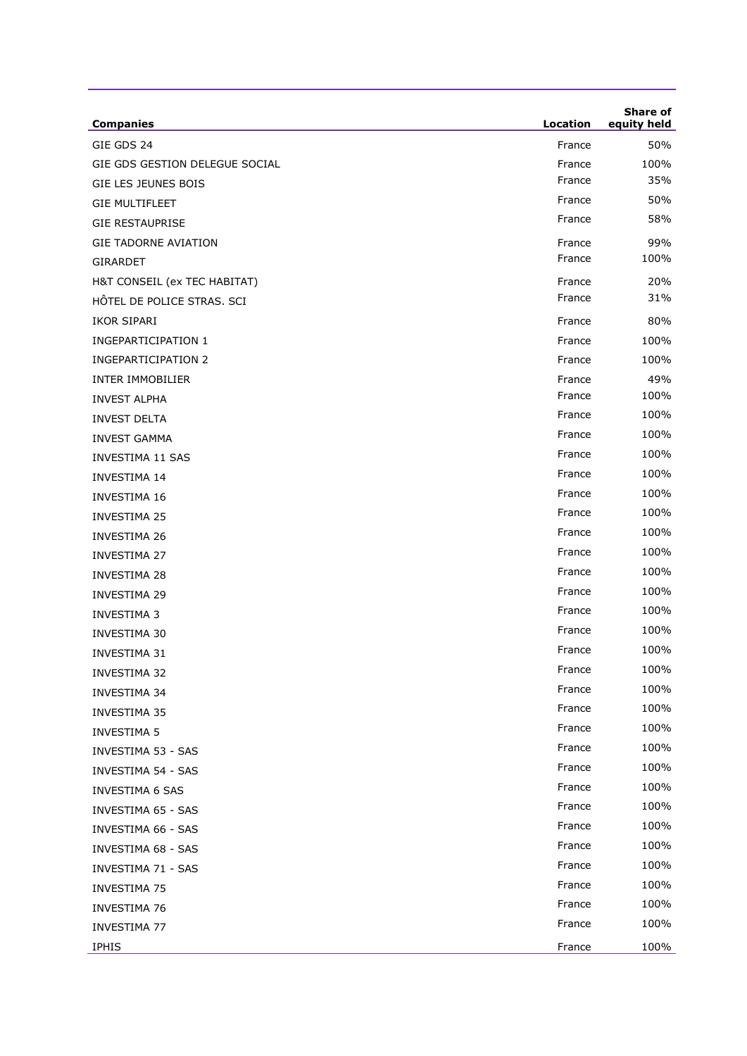| Companies | Location | Share of equity held |
|---|---|---|
| GIE GDS 24 | France | 50% |
| GIE GDS GESTION DELEGUE SOCIAL | France | 100% |
| GIE LES JEUNES BOIS | France | 35% |
| GIE MULTIFLEET | France | 50% |
| GIE RESTAUPRISE | France | 58% |
| GIE TADORNE AVIATION | France | 99% |
| GIRARDET | France | 100% |
| H&T CONSEIL (ex TEC HABITAT) | France | 20% |
| HÔTEL DE POLICE STRAS. SCI | France | 31% |
| IKOR SIPARI | France | 80% |
| INGEPARTICIPATION 1 | France | 100% |
| INGEPARTICIPATION 2 | France | 100% |
| INTER IMMOBILIER | France | 49% |
| INVEST ALPHA | France | 100% |
| INVEST DELTA | France | 100% |
| INVEST GAMMA | France | 100% |
| INVESTIMA 11 SAS | France | 100% |
| INVESTIMA 14 | France | 100% |
| INVESTIMA 16 | France | 100% |
| INVESTIMA 25 | France | 100% |
| INVESTIMA 26 | France | 100% |
| INVESTIMA 27 | France | 100% |
| INVESTIMA 28 | France | 100% |
| INVESTIMA 29 | France | 100% |
| INVESTIMA 3 | France | 100% |
| INVESTIMA 30 | France | 100% |
| INVESTIMA 31 | France | 100% |
| INVESTIMA 32 | France | 100% |
| INVESTIMA 34 | France | 100% |
| INVESTIMA 35 | France | 100% |
| INVESTIMA 5 | France | 100% |
| INVESTIMA 53 - SAS | France | 100% |
| INVESTIMA 54 - SAS | France | 100% |
| INVESTIMA 6 SAS | France | 100% |
| INVESTIMA 65 - SAS | France | 100% |
| INVESTIMA 66 - SAS | France | 100% |
| INVESTIMA 68 - SAS | France | 100% |
| INVESTIMA 71 - SAS | France | 100% |
| INVESTIMA 75 | France | 100% |
| INVESTIMA 76 | France | 100% |
| INVESTIMA 77 | France | 100% |
| IPHIS | France | 100% |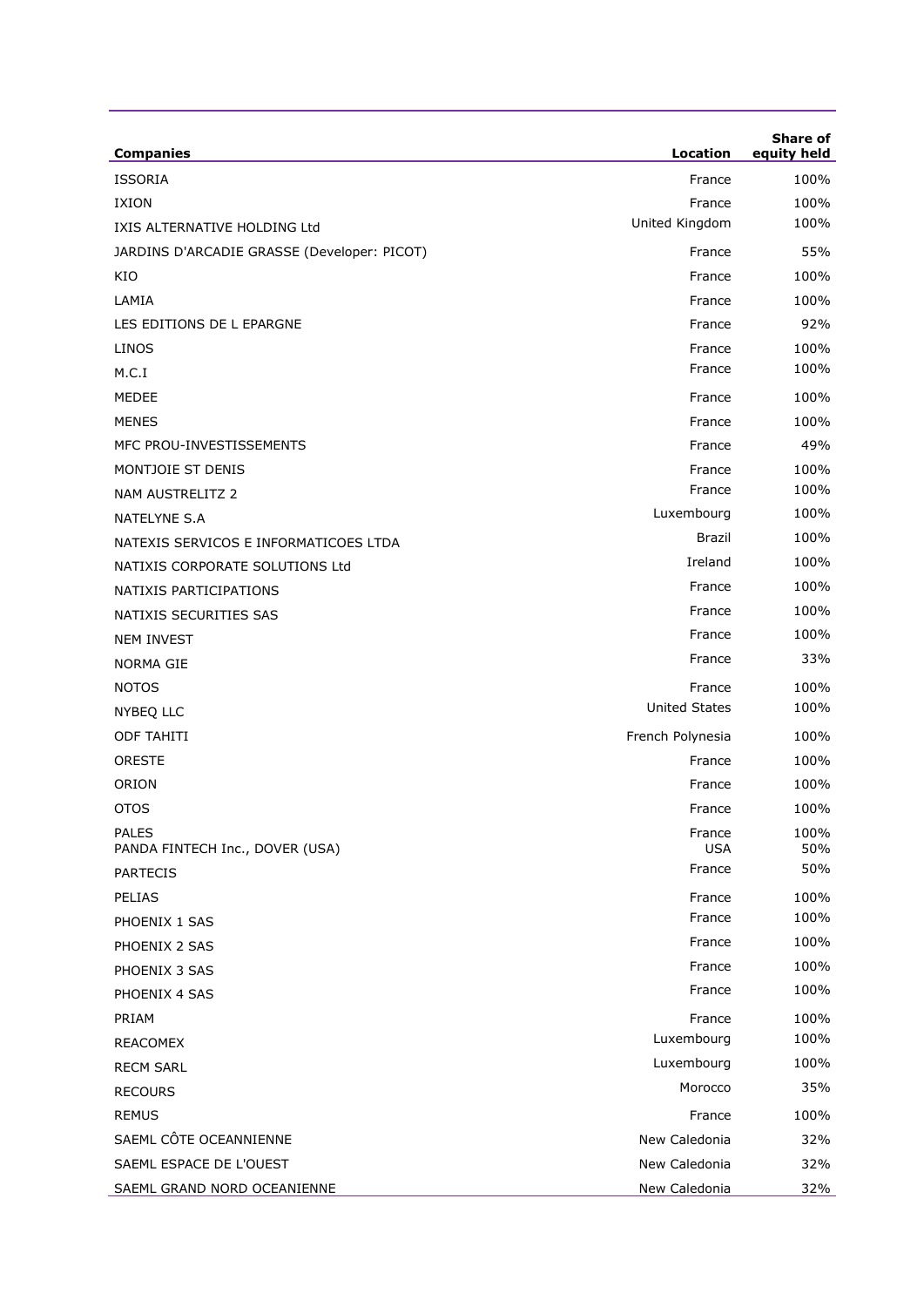| Companies | Location | Share of equity held |
|---|---|---|
| ISSORIA | France | 100% |
| IXION | France | 100% |
| IXIS ALTERNATIVE HOLDING Ltd | United Kingdom | 100% |
| JARDINS D'ARCADIE GRASSE (Developer: PICOT) | France | 55% |
| KIO | France | 100% |
| LAMIA | France | 100% |
| LES EDITIONS DE L EPARGNE | France | 92% |
| LINOS | France | 100% |
| M.C.I | France | 100% |
| MEDEE | France | 100% |
| MENES | France | 100% |
| MFC PROU-INVESTISSEMENTS | France | 49% |
| MONTJOIE ST DENIS | France | 100% |
| NAM AUSTRELITZ 2 | France | 100% |
| NATELYNE S.A | Luxembourg | 100% |
| NATEXIS SERVICOS E INFORMATICOES LTDA | Brazil | 100% |
| NATIXIS CORPORATE SOLUTIONS Ltd | Ireland | 100% |
| NATIXIS PARTICIPATIONS | France | 100% |
| NATIXIS SECURITIES SAS | France | 100% |
| NEM INVEST | France | 100% |
| NORMA GIE | France | 33% |
| NOTOS | France | 100% |
| NYBEQ LLC | United States | 100% |
| ODF TAHITI | French Polynesia | 100% |
| ORESTE | France | 100% |
| ORION | France | 100% |
| OTOS | France | 100% |
| PALES | France | 100% |
| PANDA FINTECH Inc., DOVER (USA) | USA | 50% |
| PARTECIS | France | 50% |
| PELIAS | France | 100% |
| PHOENIX 1 SAS | France | 100% |
| PHOENIX 2 SAS | France | 100% |
| PHOENIX 3 SAS | France | 100% |
| PHOENIX 4 SAS | France | 100% |
| PRIAM | France | 100% |
| REACOMEX | Luxembourg | 100% |
| RECM SARL | Luxembourg | 100% |
| RECOURS | Morocco | 35% |
| REMUS | France | 100% |
| SAEML CÔTE OCEANNIENNE | New Caledonia | 32% |
| SAEML ESPACE DE L'OUEST | New Caledonia | 32% |
| SAEML GRAND NORD OCEANIENNE | New Caledonia | 32% |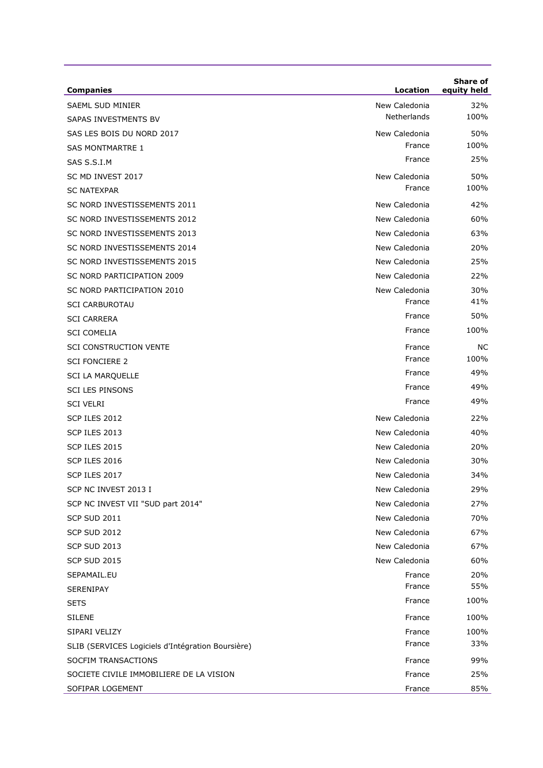| Companies | Location | Share of equity held |
|---|---|---|
| SAEML SUD MINIER | New Caledonia | 32% |
| SAPAS INVESTMENTS BV | Netherlands | 100% |
| SAS LES BOIS DU NORD 2017 | New Caledonia | 50% |
| SAS MONTMARTRE 1 | France | 100% |
| SAS S.S.I.M | France | 25% |
| SC MD INVEST 2017 | New Caledonia | 50% |
| SC NATEXPAR | France | 100% |
| SC NORD INVESTISSEMENTS 2011 | New Caledonia | 42% |
| SC NORD INVESTISSEMENTS 2012 | New Caledonia | 60% |
| SC NORD INVESTISSEMENTS 2013 | New Caledonia | 63% |
| SC NORD INVESTISSEMENTS 2014 | New Caledonia | 20% |
| SC NORD INVESTISSEMENTS 2015 | New Caledonia | 25% |
| SC NORD PARTICIPATION 2009 | New Caledonia | 22% |
| SC NORD PARTICIPATION 2010 | New Caledonia | 30% |
| SCI CARBUROTAU | France | 41% |
| SCI CARRERA | France | 50% |
| SCI COMELIA | France | 100% |
| SCI CONSTRUCTION VENTE | France | NC |
| SCI FONCIERE 2 | France | 100% |
| SCI LA MARQUELLE | France | 49% |
| SCI LES PINSONS | France | 49% |
| SCI VELRI | France | 49% |
| SCP ILES 2012 | New Caledonia | 22% |
| SCP ILES 2013 | New Caledonia | 40% |
| SCP ILES 2015 | New Caledonia | 20% |
| SCP ILES 2016 | New Caledonia | 30% |
| SCP ILES 2017 | New Caledonia | 34% |
| SCP NC INVEST 2013 I | New Caledonia | 29% |
| SCP NC INVEST VII "SUD part 2014" | New Caledonia | 27% |
| SCP SUD 2011 | New Caledonia | 70% |
| SCP SUD 2012 | New Caledonia | 67% |
| SCP SUD 2013 | New Caledonia | 67% |
| SCP SUD 2015 | New Caledonia | 60% |
| SEPAMAIL.EU | France | 20% |
| SERENIPAY | France | 55% |
| SETS | France | 100% |
| SILENE | France | 100% |
| SIPARI VELIZY | France | 100% |
| SLIB (SERVICES Logiciels d'Intégration Boursière) | France | 33% |
| SOCFIM TRANSACTIONS | France | 99% |
| SOCIETE CIVILE IMMOBILIERE DE LA VISION | France | 25% |
| SOFIPAR LOGEMENT | France | 85% |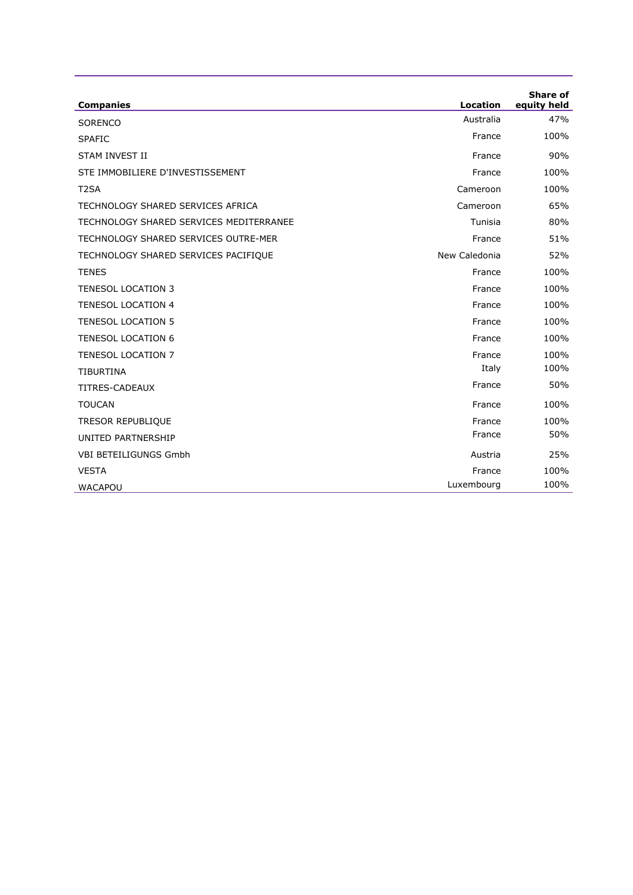| Companies | Location | Share of equity held |
|---|---|---|
| SORENCO | Australia | 47% |
| SPAFIC | France | 100% |
| STAM INVEST II | France | 90% |
| STE IMMOBILIERE D'INVESTISSEMENT | France | 100% |
| T2SA | Cameroon | 100% |
| TECHNOLOGY SHARED SERVICES AFRICA | Cameroon | 65% |
| TECHNOLOGY SHARED SERVICES MEDITERRANEE | Tunisia | 80% |
| TECHNOLOGY SHARED SERVICES OUTRE-MER | France | 51% |
| TECHNOLOGY SHARED SERVICES PACIFIQUE | New Caledonia | 52% |
| TENES | France | 100% |
| TENESOL LOCATION 3 | France | 100% |
| TENESOL LOCATION 4 | France | 100% |
| TENESOL LOCATION 5 | France | 100% |
| TENESOL LOCATION 6 | France | 100% |
| TENESOL LOCATION 7 | France | 100% |
| TIBURTINA | Italy | 100% |
| TITRES-CADEAUX | France | 50% |
| TOUCAN | France | 100% |
| TRESOR REPUBLIQUE | France | 100% |
| UNITED PARTNERSHIP | France | 50% |
| VBI BETEILIGUNGS Gmbh | Austria | 25% |
| VESTA | France | 100% |
| WACAPOU | Luxembourg | 100% |